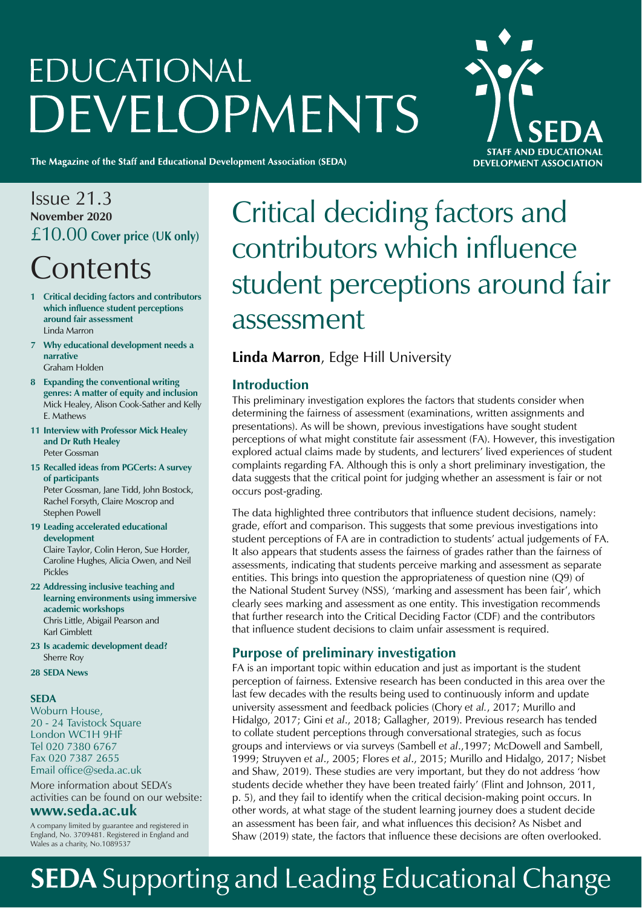# EDUCATIONAL DEVELOPMENTS

**The Magazine of the Staff and Educational Development Association (SEDA)**

SEDA STAFF AND EDUCATIONAL DEVELOPMENT ASSOCIATION

Issue 21.3
**November 2020**
£10.00 **Cover price (UK only)**

## Contents

- **1 Critical deciding factors and contributors which influence student perceptions around fair assessment**
  Linda Marron
- **7 Why educational development needs a narrative**
  Graham Holden
- **8 Expanding the conventional writing genres: A matter of equity and inclusion**
  Mick Healey, Alison Cook-Sather and Kelly E. Mathews
- **11 Interview with Professor Mick Healey and Dr Ruth Healey**
  Peter Gossman
- **15 Recalled ideas from PGCerts: A survey of participants**
  Peter Gossman, Jane Tidd, John Bostock, Rachel Forsyth, Claire Moscrop and Stephen Powell
- **19 Leading accelerated educational development**
  Claire Taylor, Colin Heron, Sue Horder, Caroline Hughes, Alicia Owen, and Neil Pickles
- **22 Addressing inclusive teaching and learning environments using immersive academic workshops**
  Chris Little, Abigail Pearson and Karl Gimblett
- **23 Is academic development dead?**
  Sherre Roy
- **28 SEDA News**

**SEDA**
Woburn House,
20 - 24 Tavistock Square
London WC1H 9HF
Tel 020 7380 6767
Fax 020 7387 2655
Email office@seda.ac.uk

More information about SEDA's activities can be found on our website:
**www.seda.ac.uk**

A company limited by guarantee and registered in England, No. 3709481. Registered in England and Wales as a charity, No.1089537

# Critical deciding factors and contributors which influence student perceptions around fair assessment

**Linda Marron**, Edge Hill University

## Introduction

This preliminary investigation explores the factors that students consider when determining the fairness of assessment (examinations, written assignments and presentations). As will be shown, previous investigations have sought student perceptions of what might constitute fair assessment (FA). However, this investigation explored actual claims made by students, and lecturers' lived experiences of student complaints regarding FA. Although this is only a short preliminary investigation, the data suggests that the critical point for judging whether an assessment is fair or not occurs post-grading.

The data highlighted three contributors that influence student decisions, namely: grade, effort and comparison. This suggests that some previous investigations into student perceptions of FA are in contradiction to students' actual judgements of FA. It also appears that students assess the fairness of grades rather than the fairness of assessments, indicating that students perceive marking and assessment as separate entities. This brings into question the appropriateness of question nine (Q9) of the National Student Survey (NSS), 'marking and assessment has been fair', which clearly sees marking and assessment as one entity. This investigation recommends that further research into the Critical Deciding Factor (CDF) and the contributors that influence student decisions to claim unfair assessment is required.

## Purpose of preliminary investigation

FA is an important topic within education and just as important is the student perception of fairness. Extensive research has been conducted in this area over the last few decades with the results being used to continuously inform and update university assessment and feedback policies (Chory *et al.*, 2017; Murillo and Hidalgo, 2017; Gini *et al*., 2018; Gallagher, 2019). Previous research has tended to collate student perceptions through conversational strategies, such as focus groups and interviews or via surveys (Sambell *et al*.,1997; McDowell and Sambell, 1999; Struyven *et al*., 2005; Flores *et al*., 2015; Murillo and Hidalgo, 2017; Nisbet and Shaw, 2019). These studies are very important, but they do not address 'how students decide whether they have been treated fairly' (Flint and Johnson, 2011, p. 5), and they fail to identify when the critical decision-making point occurs. In other words, at what stage of the student learning journey does a student decide an assessment has been fair, and what influences this decision? As Nisbet and Shaw (2019) state, the factors that influence these decisions are often overlooked.

**SEDA** Supporting and Leading Educational Change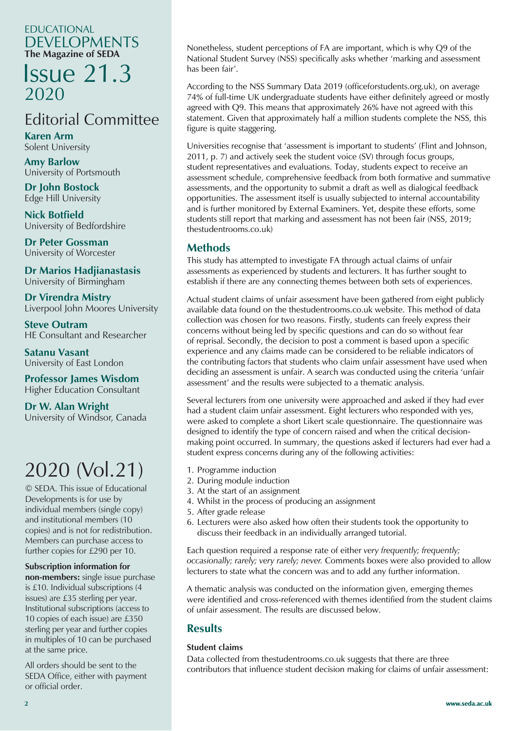# EDUCATIONAL DEVELOPMENTS

**The Magazine of SEDA**

# Issue 21.3

2020

## Editorial Committee

**Karen Arm**
Solent University

**Amy Barlow**
University of Portsmouth

**Dr John Bostock**
Edge Hill University

**Nick Botfield**
University of Bedfordshire

**Dr Peter Gossman**
University of Worcester

**Dr Marios Hadjianastasis**
University of Birmingham

**Dr Virendra Mistry**
Liverpool John Moores University

**Steve Outram**
HE Consultant and Researcher

**Satanu Vasant**
University of East London

**Professor James Wisdom**
Higher Education Consultant

**Dr W. Alan Wright**
University of Windsor, Canada

## 2020 (Vol.21)

© SEDA. This issue of Educational Developments is for use by individual members (single copy) and institutional members (10 copies) and is not for redistribution. Members can purchase access to further copies for £290 per 10.

**Subscription information for non-members:** single issue purchase is £10. Individual subscriptions (4 issues) are £35 sterling per year. Institutional subscriptions (access to 10 copies of each issue) are £350 sterling per year and further copies in multiples of 10 can be purchased at the same price.

All orders should be sent to the SEDA Office, either with payment or official order.

Nonetheless, student perceptions of FA are important, which is why Q9 of the National Student Survey (NSS) specifically asks whether 'marking and assessment has been fair'.

According to the NSS Summary Data 2019 (officeforstudents.org.uk), on average 74% of full-time UK undergraduate students have either definitely agreed or mostly agreed with Q9. This means that approximately 26% have not agreed with this statement. Given that approximately half a million students complete the NSS, this figure is quite staggering.

Universities recognise that 'assessment is important to students' (Flint and Johnson, 2011, p. 7) and actively seek the student voice (SV) through focus groups, student representatives and evaluations. Today, students expect to receive an assessment schedule, comprehensive feedback from both formative and summative assessments, and the opportunity to submit a draft as well as dialogical feedback opportunities. The assessment itself is usually subjected to internal accountability and is further monitored by External Examiners. Yet, despite these efforts, some students still report that marking and assessment has not been fair (NSS, 2019; thestudentrooms.co.uk)

## Methods

This study has attempted to investigate FA through actual claims of unfair assessments as experienced by students and lecturers. It has further sought to establish if there are any connecting themes between both sets of experiences.

Actual student claims of unfair assessment have been gathered from eight publicly available data found on the thestudentrooms.co.uk website. This method of data collection was chosen for two reasons. Firstly, students can freely express their concerns without being led by specific questions and can do so without fear of reprisal. Secondly, the decision to post a comment is based upon a specific experience and any claims made can be considered to be reliable indicators of the contributing factors that students who claim unfair assessment have used when deciding an assessment is unfair. A search was conducted using the criteria 'unfair assessment' and the results were subjected to a thematic analysis.

Several lecturers from one university were approached and asked if they had ever had a student claim unfair assessment. Eight lecturers who responded with yes, were asked to complete a short Likert scale questionnaire. The questionnaire was designed to identify the type of concern raised and when the critical decision-making point occurred. In summary, the questions asked if lecturers had ever had a student express concerns during any of the following activities:

1. Programme induction
2. During module induction
3. At the start of an assignment
4. Whilst in the process of producing an assignment
5. After grade release
6. Lecturers were also asked how often their students took the opportunity to discuss their feedback in an individually arranged tutorial.

Each question required a response rate of either *very frequently; frequently; occasionally; rarely; very rarely; never.* Comments boxes were also provided to allow lecturers to state what the concern was and to add any further information.

A thematic analysis was conducted on the information given, emerging themes were identified and cross-referenced with themes identified from the student claims of unfair assessment. The results are discussed below.

## Results

### Student claims

Data collected from thestudentrooms.co.uk suggests that there are three contributors that influence student decision making for claims of unfair assessment: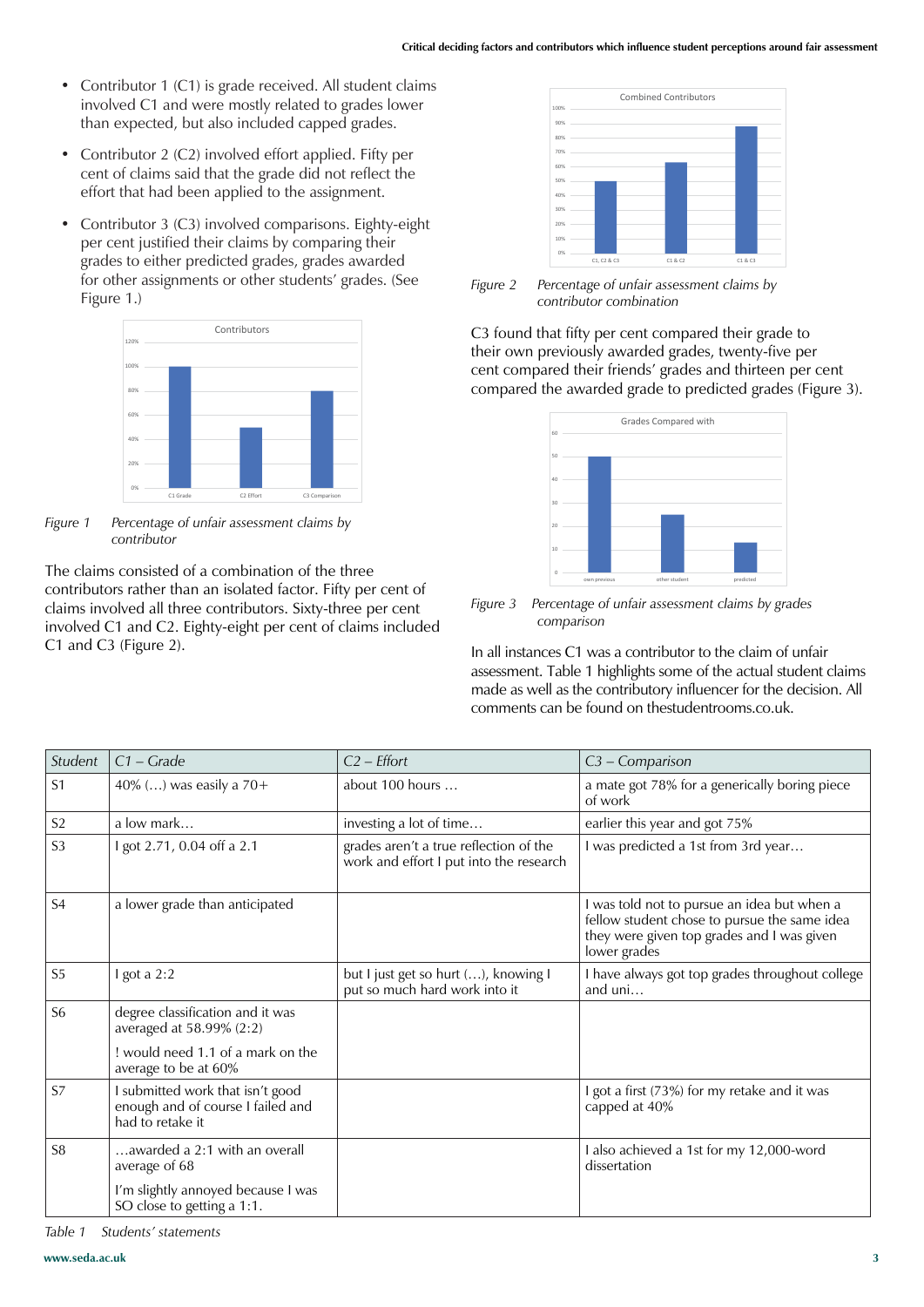- Contributor 1 (C1) is grade received. All student claims involved C1 and were mostly related to grades lower than expected, but also included capped grades.
- Contributor 2 (C2) involved effort applied. Fifty per cent of claims said that the grade did not reflect the effort that had been applied to the assignment.
- Contributor 3 (C3) involved comparisons. Eighty-eight per cent justified their claims by comparing their grades to either predicted grades, grades awarded for other assignments or other students' grades. (See Figure 1.)

*Figure 1* *Percentage of unfair assessment claims by contributor*

The claims consisted of a combination of the three contributors rather than an isolated factor. Fifty per cent of claims involved all three contributors. Sixty-three per cent involved C1 and C2. Eighty-eight per cent of claims included C1 and C3 (Figure 2).

*Figure 2* *Percentage of unfair assessment claims by contributor combination*

C3 found that fifty per cent compared their grade to their own previously awarded grades, twenty-five per cent compared their friends' grades and thirteen per cent compared the awarded grade to predicted grades (Figure 3).

*Figure 3* *Percentage of unfair assessment claims by grades comparison*

In all instances C1 was a contributor to the claim of unfair assessment. Table 1 highlights some of the actual student claims made as well as the contributory influencer for the decision. All comments can be found on thestudentrooms.co.uk.

| *Student* | *C1 – Grade* | *C2 – Effort* | *C3 – Comparison* |
|---|---|---|---|
| S1 | 40% (…) was easily a 70+ | about 100 hours … | a mate got 78% for a generically boring piece of work |
| S2 | a low mark… | investing a lot of time… | earlier this year and got 75% |
| S3 | I got 2.71, 0.04 off a 2.1 | grades aren't a true reflection of the work and effort I put into the research | I was predicted a 1st from 3rd year… |
| S4 | a lower grade than anticipated | | I was told not to pursue an idea but when a fellow student chose to pursue the same idea they were given top grades and I was given lower grades |
| S5 | I got a 2:2 | but I just get so hurt (…), knowing I put so much hard work into it | I have always got top grades throughout college and uni… |
| S6 | degree classification and it was averaged at 58.99% (2:2)<br><br>! would need 1.1 of a mark on the average to be at 60% | | |
| S7 | I submitted work that isn't good enough and of course I failed and had to retake it | | I got a first (73%) for my retake and it was capped at 40% |
| S8 | …awarded a 2:1 with an overall average of 68<br><br>I'm slightly annoyed because I was SO close to getting a 1:1. | | I also achieved a 1st for my 12,000-word dissertation |

*Table 1* *Students' statements*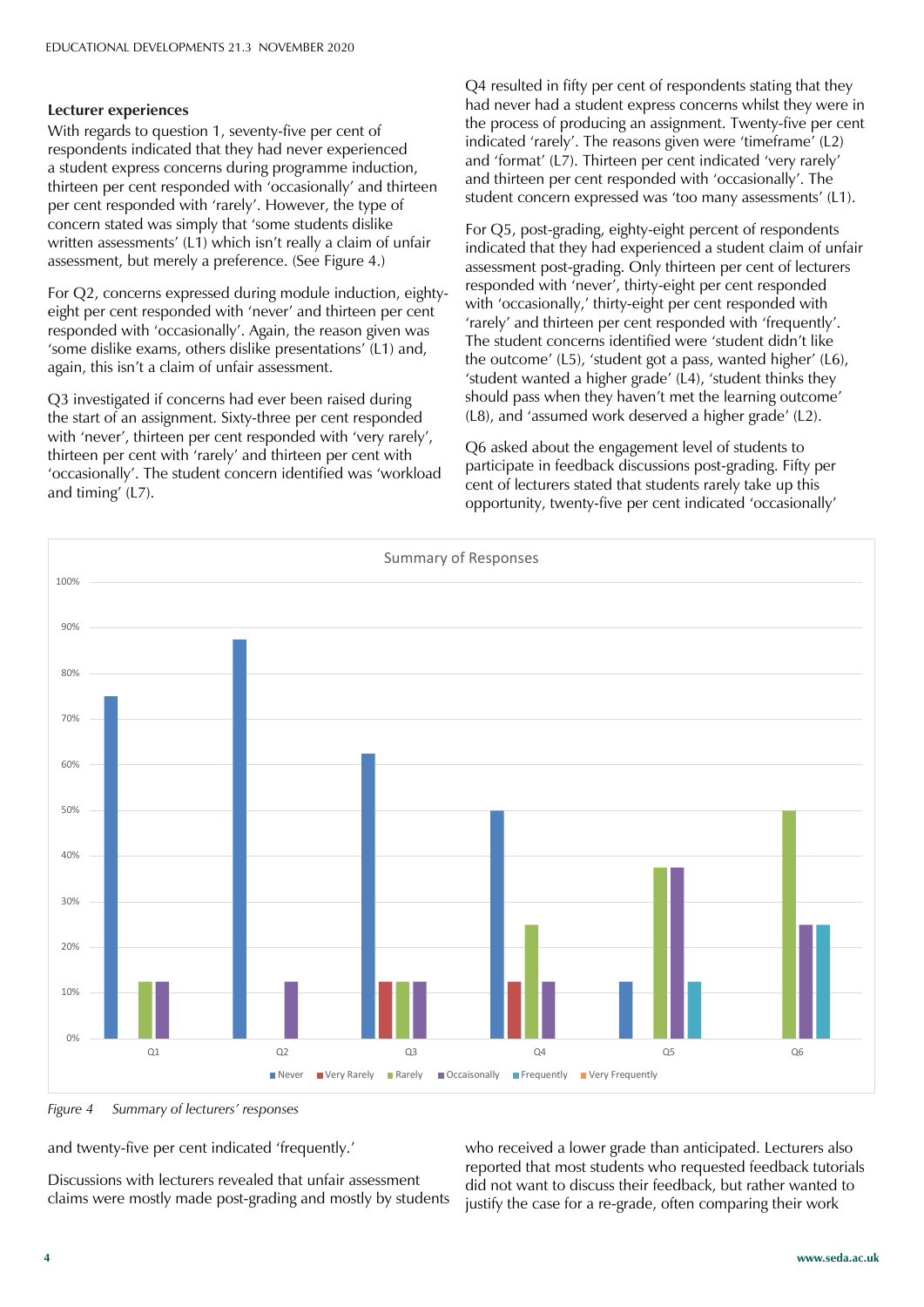### Lecturer experiences

With regards to question 1, seventy-five per cent of respondents indicated that they had never experienced a student express concerns during programme induction, thirteen per cent responded with 'occasionally' and thirteen per cent responded with 'rarely'. However, the type of concern stated was simply that 'some students dislike written assessments' (L1) which isn't really a claim of unfair assessment, but merely a preference. (See Figure 4.)

For Q2, concerns expressed during module induction, eighty-eight per cent responded with 'never' and thirteen per cent responded with 'occasionally'. Again, the reason given was 'some dislike exams, others dislike presentations' (L1) and, again, this isn't a claim of unfair assessment.

Q3 investigated if concerns had ever been raised during the start of an assignment. Sixty-three per cent responded with 'never', thirteen per cent responded with 'very rarely', thirteen per cent with 'rarely' and thirteen per cent with 'occasionally'. The student concern identified was 'workload and timing' (L7).

Q4 resulted in fifty per cent of respondents stating that they had never had a student express concerns whilst they were in the process of producing an assignment. Twenty-five per cent indicated 'rarely'. The reasons given were 'timeframe' (L2) and 'format' (L7). Thirteen per cent indicated 'very rarely' and thirteen per cent responded with 'occasionally'. The student concern expressed was 'too many assessments' (L1).

For Q5, post-grading, eighty-eight percent of respondents indicated that they had experienced a student claim of unfair assessment post-grading. Only thirteen per cent of lecturers responded with 'never', thirty-eight per cent responded with 'occasionally,' thirty-eight per cent responded with 'rarely' and thirteen per cent responded with 'frequently'. The student concerns identified were 'student didn't like the outcome' (L5), 'student got a pass, wanted higher' (L6), 'student wanted a higher grade' (L4), 'student thinks they should pass when they haven't met the learning outcome' (L8), and 'assumed work deserved a higher grade' (L2).

Q6 asked about the engagement level of students to participate in feedback discussions post-grading. Fifty per cent of lecturers stated that students rarely take up this opportunity, twenty-five per cent indicated 'occasionally' and twenty-five per cent indicated 'frequently.'

Summary of Responses

| | Never | Very Rarely | Rarely | Occaisonally | Frequently | Very Frequently |
|---|---|---|---|---|---|---|
| Q1 | 75% | | 12.5% | 12.5% | | |
| Q2 | 87.5% | | | 12.5% | | |
| Q3 | 62.5% | 12.5% | 12.5% | 12.5% | | |
| Q4 | 50% | 12.5% | 25% | 12.5% | | |
| Q5 | 12.5% | | 37.5% | 37.5% | 12.5% | |
| Q6 | | | 50% | 25% | 25% | |

*Figure 4 Summary of lecturers' responses*

Discussions with lecturers revealed that unfair assessment claims were mostly made post-grading and mostly by students who received a lower grade than anticipated. Lecturers also reported that most students who requested feedback tutorials did not want to discuss their feedback, but rather wanted to justify the case for a re-grade, often comparing their work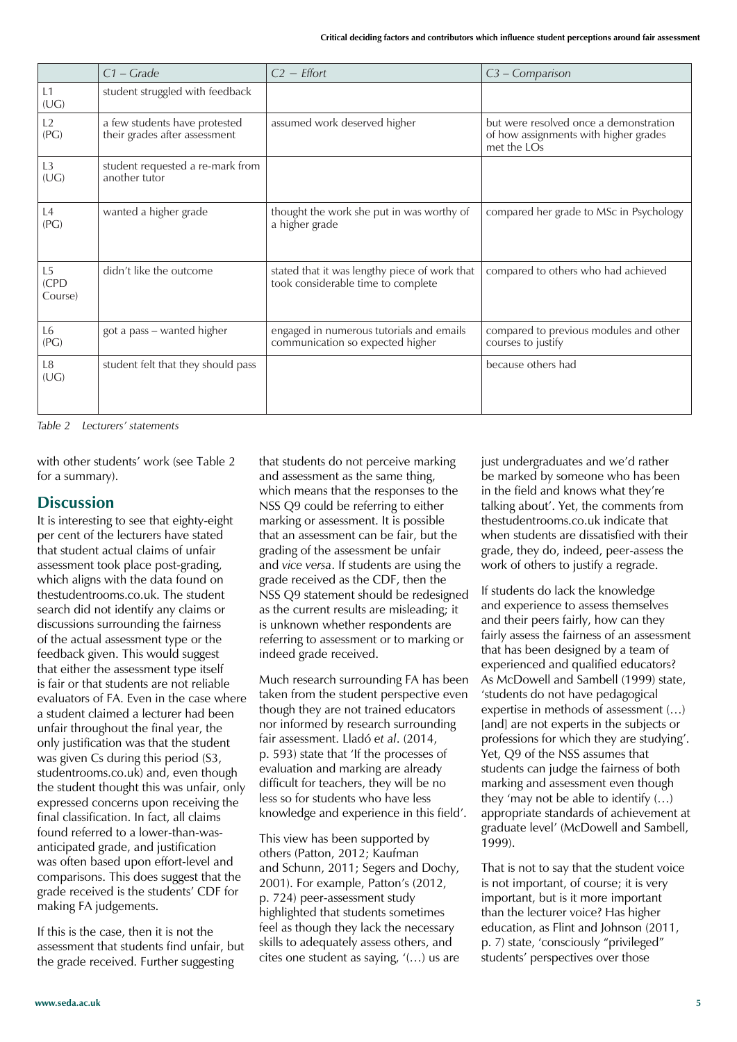|  | *C1 – Grade* | *C2 – Effort* | *C3 – Comparison* |
|---|---|---|---|
| L1 (UG) | student struggled with feedback |  |  |
| L2 (PG) | a few students have protested their grades after assessment | assumed work deserved higher | but were resolved once a demonstration of how assignments with higher grades met the LOs |
| L3 (UG) | student requested a re-mark from another tutor |  |  |
| L4 (PG) | wanted a higher grade | thought the work she put in was worthy of a higher grade | compared her grade to MSc in Psychology |
| L5 (CPD Course) | didn't like the outcome | stated that it was lengthy piece of work that took considerable time to complete | compared to others who had achieved |
| L6 (PG) | got a pass – wanted higher | engaged in numerous tutorials and emails communication so expected higher | compared to previous modules and other courses to justify |
| L8 (UG) | student felt that they should pass |  | because others had |

*Table 2 Lecturers' statements*

with other students' work (see Table 2 for a summary).

## Discussion

It is interesting to see that eighty-eight per cent of the lecturers have stated that student actual claims of unfair assessment took place post-grading, which aligns with the data found on thestudentrooms.co.uk. The student search did not identify any claims or discussions surrounding the fairness of the actual assessment type or the feedback given. This would suggest that either the assessment type itself is fair or that students are not reliable evaluators of FA. Even in the case where a student claimed a lecturer had been unfair throughout the final year, the only justification was that the student was given Cs during this period (S3, studentrooms.co.uk) and, even though the student thought this was unfair, only expressed concerns upon receiving the final classification. In fact, all claims found referred to a lower-than-was-anticipated grade, and justification was often based upon effort-level and comparisons. This does suggest that the grade received is the students' CDF for making FA judgements.

If this is the case, then it is not the assessment that students find unfair, but the grade received. Further suggesting that students do not perceive marking and assessment as the same thing, which means that the responses to the NSS Q9 could be referring to either marking or assessment. It is possible that an assessment can be fair, but the grading of the assessment be unfair and *vice versa*. If students are using the grade received as the CDF, then the NSS Q9 statement should be redesigned as the current results are misleading; it is unknown whether respondents are referring to assessment or to marking or indeed grade received.

Much research surrounding FA has been taken from the student perspective even though they are not trained educators nor informed by research surrounding fair assessment. Lladó *et al*. (2014, p. 593) state that 'If the processes of evaluation and marking are already difficult for teachers, they will be no less so for students who have less knowledge and experience in this field'.

This view has been supported by others (Patton, 2012; Kaufman and Schunn, 2011; Segers and Dochy, 2001). For example, Patton's (2012, p. 724) peer-assessment study highlighted that students sometimes feel as though they lack the necessary skills to adequately assess others, and cites one student as saying, '(…) us are just undergraduates and we'd rather be marked by someone who has been in the field and knows what they're talking about'. Yet, the comments from thestudentrooms.co.uk indicate that when students are dissatisfied with their grade, they do, indeed, peer-assess the work of others to justify a regrade.

If students do lack the knowledge and experience to assess themselves and their peers fairly, how can they fairly assess the fairness of an assessment that has been designed by a team of experienced and qualified educators? As McDowell and Sambell (1999) state, 'students do not have pedagogical expertise in methods of assessment (…) [and] are not experts in the subjects or professions for which they are studying'. Yet, Q9 of the NSS assumes that students can judge the fairness of both marking and assessment even though they 'may not be able to identify (…) appropriate standards of achievement at graduate level' (McDowell and Sambell, 1999).

That is not to say that the student voice is not important, of course; it is very important, but is it more important than the lecturer voice? Has higher education, as Flint and Johnson (2011, p. 7) state, 'consciously "privileged" students' perspectives over those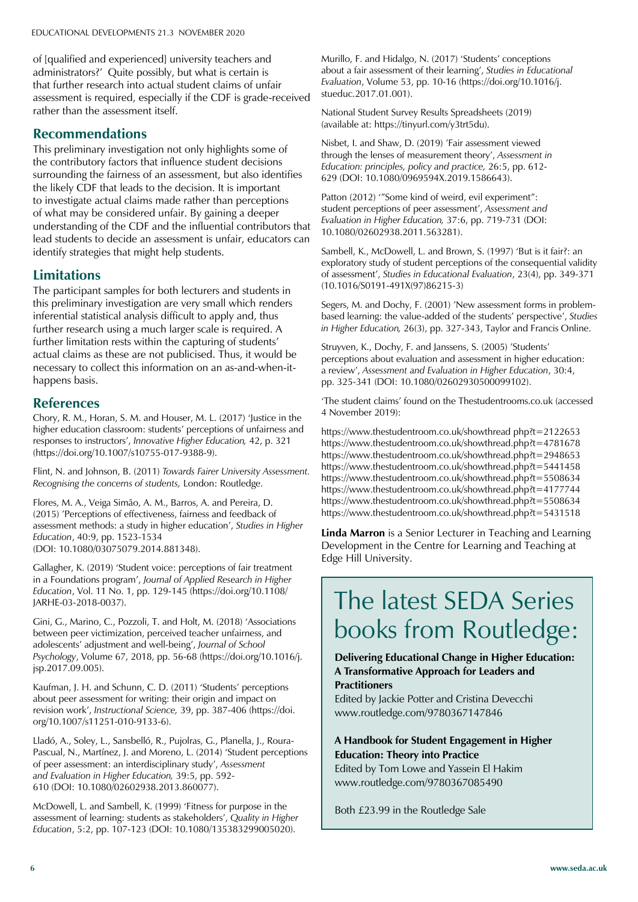of [qualified and experienced] university teachers and administrators?' Quite possibly, but what is certain is that further research into actual student claims of unfair assessment is required, especially if the CDF is grade-received rather than the assessment itself.

## Recommendations

This preliminary investigation not only highlights some of the contributory factors that influence student decisions surrounding the fairness of an assessment, but also identifies the likely CDF that leads to the decision. It is important to investigate actual claims made rather than perceptions of what may be considered unfair. By gaining a deeper understanding of the CDF and the influential contributors that lead students to decide an assessment is unfair, educators can identify strategies that might help students.

## Limitations

The participant samples for both lecturers and students in this preliminary investigation are very small which renders inferential statistical analysis difficult to apply and, thus further research using a much larger scale is required. A further limitation rests within the capturing of students' actual claims as these are not publicised. Thus, it would be necessary to collect this information on an as-and-when-it-happens basis.

## References

Chory, R. M., Horan, S. M. and Houser, M. L. (2017) 'Justice in the higher education classroom: students' perceptions of unfairness and responses to instructors', *Innovative Higher Education,* 42, p. 321 (https://doi.org/10.1007/s10755-017-9388-9).

Flint, N. and Johnson, B. (2011) *Towards Fairer University Assessment. Recognising the concerns of students,* London: Routledge.

Flores, M. A., Veiga Simão, A. M., Barros, A. and Pereira, D. (2015) 'Perceptions of effectiveness, fairness and feedback of assessment methods: a study in higher education', *Studies in Higher Education*, 40:9, pp. 1523-1534 (DOI: 10.1080/03075079.2014.881348).

Gallagher, K. (2019) 'Student voice: perceptions of fair treatment in a Foundations program', *Journal of Applied Research in Higher Education*, Vol. 11 No. 1, pp. 129-145 (https://doi.org/10.1108/JARHE-03-2018-0037).

Gini, G., Marino, C., Pozzoli, T. and Holt, M. (2018) 'Associations between peer victimization, perceived teacher unfairness, and adolescents' adjustment and well-being', *Journal of School Psychology*, Volume 67, 2018, pp. 56-68 (https://doi.org/10.1016/j.jsp.2017.09.005).

Kaufman, J. H. and Schunn, C. D. (2011) 'Students' perceptions about peer assessment for writing: their origin and impact on revision work', *Instructional Science,* 39, pp. 387-406 (https://doi.org/10.1007/s11251-010-9133-6).

Lladó, A., Soley, L., Sansbelló, R., Pujolras, G., Planella, J., Roura-Pascual, N., Martínez, J. and Moreno, L. (2014) 'Student perceptions of peer assessment: an interdisciplinary study', *Assessment and Evaluation in Higher Education,* 39:5, pp. 592-610 (DOI: 10.1080/02602938.2013.860077).

McDowell, L. and Sambell, K. (1999) 'Fitness for purpose in the assessment of learning: students as stakeholders', *Quality in Higher Education*, 5:2, pp. 107-123 (DOI: 10.1080/135383299005020).

Murillo, F. and Hidalgo, N. (2017) 'Students' conceptions about a fair assessment of their learning', *Studies in Educational Evaluation*, Volume 53, pp. 10-16 (https://doi.org/10.1016/j.stueduc.2017.01.001).

National Student Survey Results Spreadsheets (2019) (available at: https://tinyurl.com/y3trt5du).

Nisbet, I. and Shaw, D. (2019) 'Fair assessment viewed through the lenses of measurement theory', *Assessment in Education: principles, policy and practice,* 26:5, pp. 612-629 (DOI: 10.1080/0969594X.2019.1586643).

Patton (2012) '"Some kind of weird, evil experiment": student perceptions of peer assessment', *Assessment and Evaluation in Higher Education,* 37:6, pp. 719-731 (DOI: 10.1080/02602938.2011.563281).

Sambell, K., McDowell, L. and Brown, S. (1997) 'But is it fair?: an exploratory study of student perceptions of the consequential validity of assessment', *Studies in Educational Evaluation*, 23(4), pp. 349-371 (10.1016/S0191-491X(97)86215-3)

Segers, M. and Dochy, F. (2001) 'New assessment forms in problem-based learning: the value-added of the students' perspective', *Studies in Higher Education,* 26(3), pp. 327-343, Taylor and Francis Online.

Struyven, K., Dochy, F. and Janssens, S. (2005) 'Students' perceptions about evaluation and assessment in higher education: a review', *Assessment and Evaluation in Higher Education*, 30:4, pp. 325-341 (DOI: 10.1080/02602930500099102).

'The student claims' found on the Thestudentrooms.co.uk (accessed 4 November 2019):

https://www.thestudentroom.co.uk/showthread php?t=2122653
https://www.thestudentroom.co.uk/showthread.php?t=4781678
https://www.thestudentroom.co.uk/showthread.php?t=2948653
https://www.thestudentroom.co.uk/showthread.php?t=5441458
https://www.thestudentroom.co.uk/showthread.php?t=5508634
https://www.thestudentroom.co.uk/showthread.php?t=4177744
https://www.thestudentroom.co.uk/showthread.php?t=5508634
https://www.thestudentroom.co.uk/showthread.php?t=5431518

**Linda Marron** is a Senior Lecturer in Teaching and Learning Development in the Centre for Learning and Teaching at Edge Hill University.

# The latest SEDA Series books from Routledge:

**Delivering Educational Change in Higher Education: A Transformative Approach for Leaders and Practitioners**
Edited by Jackie Potter and Cristina Devecchi
www.routledge.com/9780367147846

**A Handbook for Student Engagement in Higher Education: Theory into Practice**
Edited by Tom Lowe and Yassein El Hakim
www.routledge.com/9780367085490

Both £23.99 in the Routledge Sale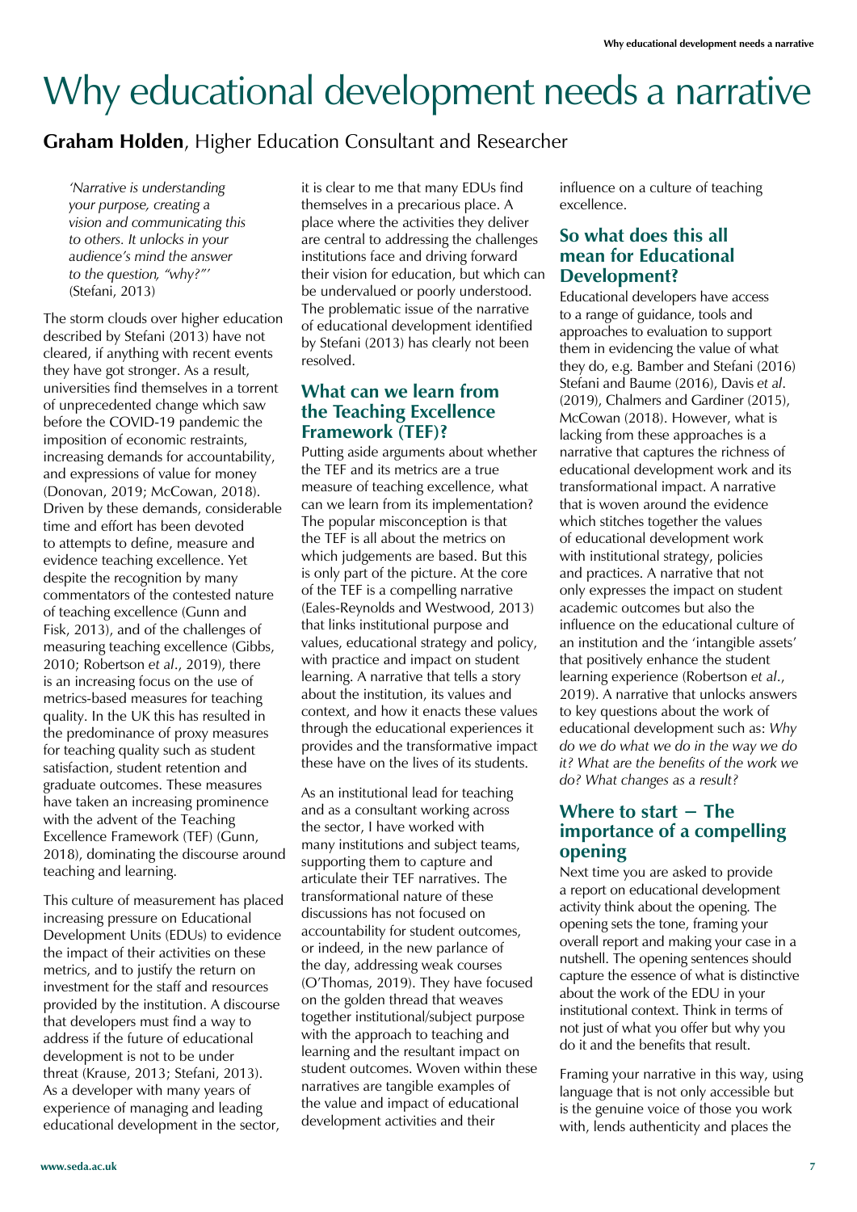# Why educational development needs a narrative

**Graham Holden**, Higher Education Consultant and Researcher

> *'Narrative is understanding your purpose, creating a vision and communicating this to others. It unlocks in your audience's mind the answer to the question, "why?"'* (Stefani, 2013)

The storm clouds over higher education described by Stefani (2013) have not cleared, if anything with recent events they have got stronger. As a result, universities find themselves in a torrent of unprecedented change which saw before the COVID-19 pandemic the imposition of economic restraints, increasing demands for accountability, and expressions of value for money (Donovan, 2019; McCowan, 2018). Driven by these demands, considerable time and effort has been devoted to attempts to define, measure and evidence teaching excellence. Yet despite the recognition by many commentators of the contested nature of teaching excellence (Gunn and Fisk, 2013), and of the challenges of measuring teaching excellence (Gibbs, 2010; Robertson *et al*., 2019), there is an increasing focus on the use of metrics-based measures for teaching quality. In the UK this has resulted in the predominance of proxy measures for teaching quality such as student satisfaction, student retention and graduate outcomes. These measures have taken an increasing prominence with the advent of the Teaching Excellence Framework (TEF) (Gunn, 2018), dominating the discourse around teaching and learning.

This culture of measurement has placed increasing pressure on Educational Development Units (EDUs) to evidence the impact of their activities on these metrics, and to justify the return on investment for the staff and resources provided by the institution. A discourse that developers must find a way to address if the future of educational development is not to be under threat (Krause, 2013; Stefani, 2013). As a developer with many years of experience of managing and leading educational development in the sector, it is clear to me that many EDUs find themselves in a precarious place. A place where the activities they deliver are central to addressing the challenges institutions face and driving forward their vision for education, but which can be undervalued or poorly understood. The problematic issue of the narrative of educational development identified by Stefani (2013) has clearly not been resolved.

## What can we learn from the Teaching Excellence Framework (TEF)?

Putting aside arguments about whether the TEF and its metrics are a true measure of teaching excellence, what can we learn from its implementation? The popular misconception is that the TEF is all about the metrics on which judgements are based. But this is only part of the picture. At the core of the TEF is a compelling narrative (Eales-Reynolds and Westwood, 2013) that links institutional purpose and values, educational strategy and policy, with practice and impact on student learning. A narrative that tells a story about the institution, its values and context, and how it enacts these values through the educational experiences it provides and the transformative impact these have on the lives of its students.

As an institutional lead for teaching and as a consultant working across the sector, I have worked with many institutions and subject teams, supporting them to capture and articulate their TEF narratives. The transformational nature of these discussions has not focused on accountability for student outcomes, or indeed, in the new parlance of the day, addressing weak courses (O'Thomas, 2019). They have focused on the golden thread that weaves together institutional/subject purpose with the approach to teaching and learning and the resultant impact on student outcomes. Woven within these narratives are tangible examples of the value and impact of educational development activities and their influence on a culture of teaching excellence.

## So what does this all mean for Educational Development?

Educational developers have access to a range of guidance, tools and approaches to evaluation to support them in evidencing the value of what they do, e.g. Bamber and Stefani (2016) Stefani and Baume (2016), Davis *et al*. (2019), Chalmers and Gardiner (2015), McCowan (2018). However, what is lacking from these approaches is a narrative that captures the richness of educational development work and its transformational impact. A narrative that is woven around the evidence which stitches together the values of educational development work with institutional strategy, policies and practices. A narrative that not only expresses the impact on student academic outcomes but also the influence on the educational culture of an institution and the 'intangible assets' that positively enhance the student learning experience (Robertson *et al*., 2019). A narrative that unlocks answers to key questions about the work of educational development such as: *Why do we do what we do in the way we do it? What are the benefits of the work we do? What changes as a result?*

## Where to start – The importance of a compelling opening

Next time you are asked to provide a report on educational development activity think about the opening. The opening sets the tone, framing your overall report and making your case in a nutshell. The opening sentences should capture the essence of what is distinctive about the work of the EDU in your institutional context. Think in terms of not just of what you offer but why you do it and the benefits that result.

Framing your narrative in this way, using language that is not only accessible but is the genuine voice of those you work with, lends authenticity and places the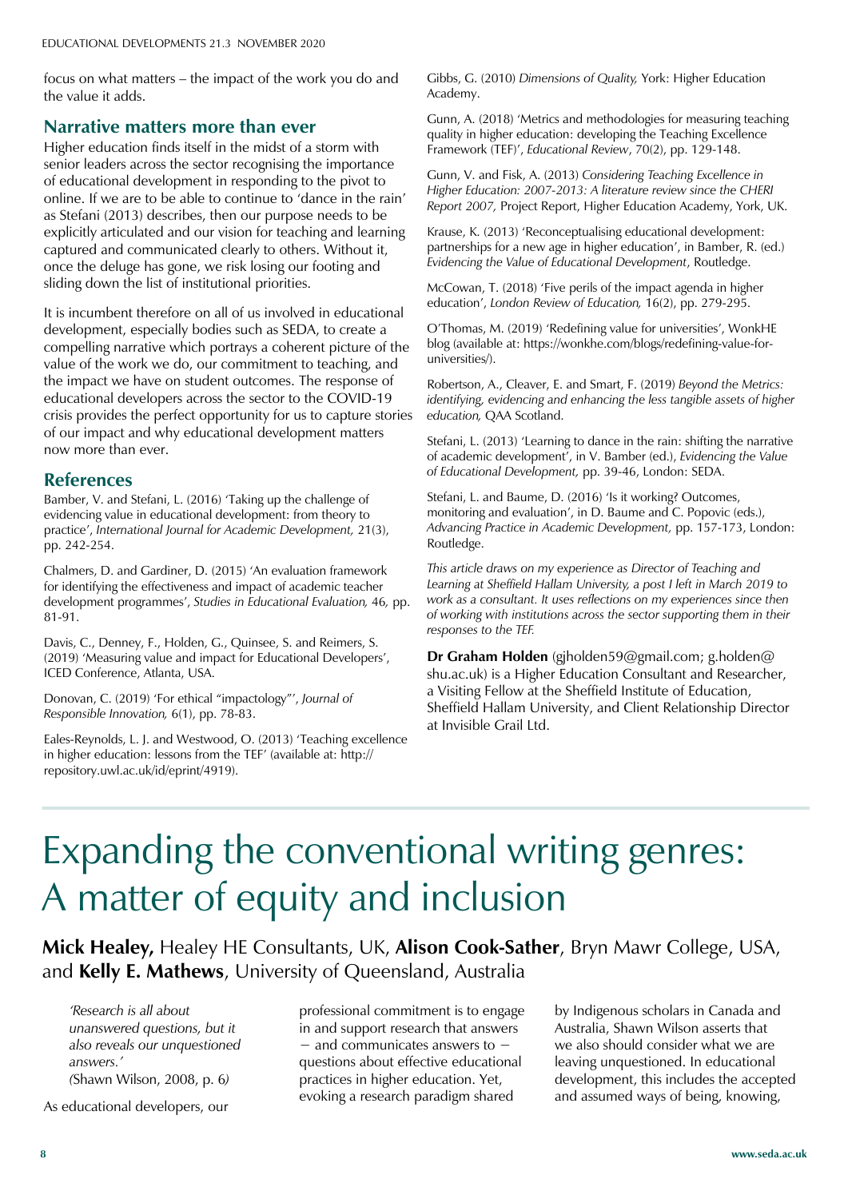focus on what matters – the impact of the work you do and the value it adds.

## Narrative matters more than ever

Higher education finds itself in the midst of a storm with senior leaders across the sector recognising the importance of educational development in responding to the pivot to online. If we are to be able to continue to 'dance in the rain' as Stefani (2013) describes, then our purpose needs to be explicitly articulated and our vision for teaching and learning captured and communicated clearly to others. Without it, once the deluge has gone, we risk losing our footing and sliding down the list of institutional priorities.

It is incumbent therefore on all of us involved in educational development, especially bodies such as SEDA, to create a compelling narrative which portrays a coherent picture of the value of the work we do, our commitment to teaching, and the impact we have on student outcomes. The response of educational developers across the sector to the COVID-19 crisis provides the perfect opportunity for us to capture stories of our impact and why educational development matters now more than ever.

## References

Bamber, V. and Stefani, L. (2016) 'Taking up the challenge of evidencing value in educational development: from theory to practice', *International Journal for Academic Development,* 21(3), pp. 242-254.

Chalmers, D. and Gardiner, D. (2015) 'An evaluation framework for identifying the effectiveness and impact of academic teacher development programmes', *Studies in Educational Evaluation,* 46, pp. 81-91.

Davis, C., Denney, F., Holden, G., Quinsee, S. and Reimers, S. (2019) 'Measuring value and impact for Educational Developers', ICED Conference, Atlanta, USA.

Donovan, C. (2019) 'For ethical "impactology"', *Journal of Responsible Innovation,* 6(1), pp. 78-83.

Eales-Reynolds, L. J. and Westwood, O. (2013) 'Teaching excellence in higher education: lessons from the TEF' (available at: http://repository.uwl.ac.uk/id/eprint/4919).

Gibbs, G. (2010) *Dimensions of Quality,* York: Higher Education Academy.

Gunn, A. (2018) 'Metrics and methodologies for measuring teaching quality in higher education: developing the Teaching Excellence Framework (TEF)', *Educational Review*, 70(2), pp. 129-148.

Gunn, V. and Fisk, A. (2013) *Considering Teaching Excellence in Higher Education: 2007-2013: A literature review since the CHERI Report 2007,* Project Report, Higher Education Academy, York, UK.

Krause, K. (2013) 'Reconceptualising educational development: partnerships for a new age in higher education', in Bamber, R. (ed.) *Evidencing the Value of Educational Development*, Routledge.

McCowan, T. (2018) 'Five perils of the impact agenda in higher education', *London Review of Education,* 16(2), pp. 279-295.

O'Thomas, M. (2019) 'Redefining value for universities', WonkHE blog (available at: https://wonkhe.com/blogs/redefining-value-for-universities/).

Robertson, A., Cleaver, E. and Smart, F. (2019) *Beyond the Metrics: identifying, evidencing and enhancing the less tangible assets of higher education,* QAA Scotland.

Stefani, L. (2013) 'Learning to dance in the rain: shifting the narrative of academic development', in V. Bamber (ed.), *Evidencing the Value of Educational Development,* pp. 39-46, London: SEDA.

Stefani, L. and Baume, D. (2016) 'Is it working? Outcomes, monitoring and evaluation', in D. Baume and C. Popovic (eds.), *Advancing Practice in Academic Development,* pp. 157-173, London: Routledge.

*This article draws on my experience as Director of Teaching and Learning at Sheffield Hallam University, a post I left in March 2019 to work as a consultant. It uses reflections on my experiences since then of working with institutions across the sector supporting them in their responses to the TEF.*

**Dr Graham Holden** (gjholden59@gmail.com; g.holden@shu.ac.uk) is a Higher Education Consultant and Researcher, a Visiting Fellow at the Sheffield Institute of Education, Sheffield Hallam University, and Client Relationship Director at Invisible Grail Ltd.

# Expanding the conventional writing genres: A matter of equity and inclusion

**Mick Healey,** Healey HE Consultants, UK, **Alison Cook-Sather**, Bryn Mawr College, USA, and **Kelly E. Mathews**, University of Queensland, Australia

> *'Research is all about unanswered questions, but it also reveals our unquestioned answers.'*
> (Shawn Wilson, 2008, p. 6)

As educational developers, our professional commitment is to engage in and support research that answers − and communicates answers to − questions about effective educational practices in higher education. Yet, evoking a research paradigm shared by Indigenous scholars in Canada and Australia, Shawn Wilson asserts that we also should consider what we are leaving unquestioned. In educational development, this includes the accepted and assumed ways of being, knowing,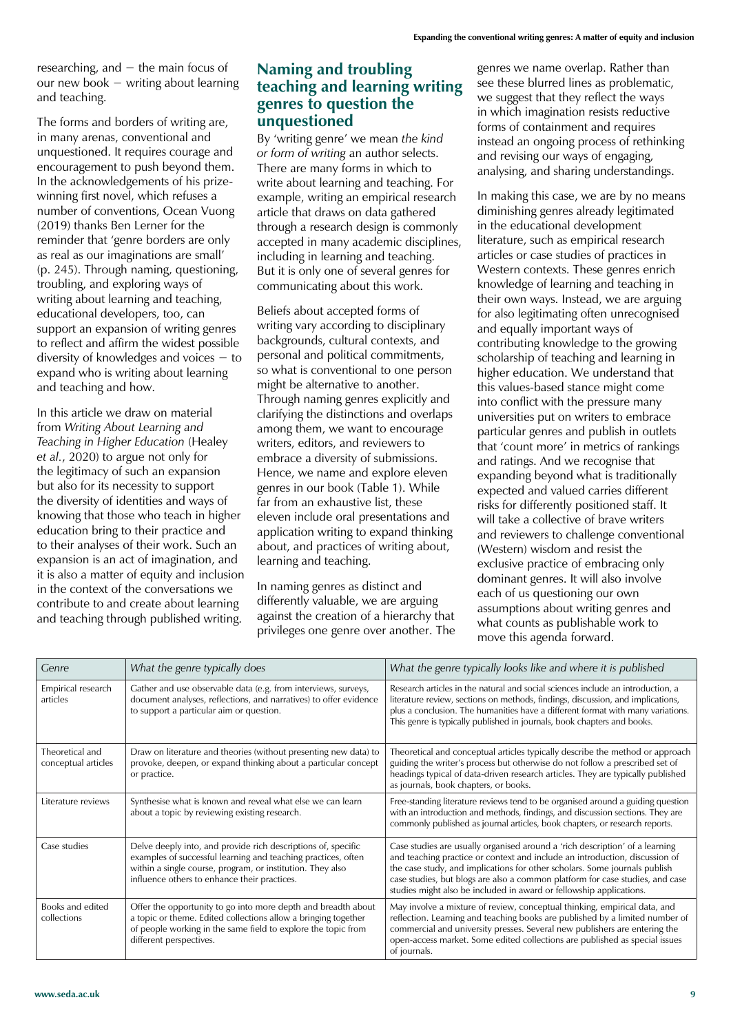researching, and – the main focus of our new book – writing about learning and teaching.

The forms and borders of writing are, in many arenas, conventional and unquestioned. It requires courage and encouragement to push beyond them. In the acknowledgements of his prize-winning first novel, which refuses a number of conventions, Ocean Vuong (2019) thanks Ben Lerner for the reminder that 'genre borders are only as real as our imaginations are small' (p. 245). Through naming, questioning, troubling, and exploring ways of writing about learning and teaching, educational developers, too, can support an expansion of writing genres to reflect and affirm the widest possible diversity of knowledges and voices – to expand who is writing about learning and teaching and how.

In this article we draw on material from *Writing About Learning and Teaching in Higher Education* (Healey *et al.*, 2020) to argue not only for the legitimacy of such an expansion but also for its necessity to support the diversity of identities and ways of knowing that those who teach in higher education bring to their practice and to their analyses of their work. Such an expansion is an act of imagination, and it is also a matter of equity and inclusion in the context of the conversations we contribute to and create about learning and teaching through published writing.

## Naming and troubling teaching and learning writing genres to question the unquestioned

By 'writing genre' we mean *the kind or form of writing* an author selects. There are many forms in which to write about learning and teaching. For example, writing an empirical research article that draws on data gathered through a research design is commonly accepted in many academic disciplines, including in learning and teaching. But it is only one of several genres for communicating about this work.

Beliefs about accepted forms of writing vary according to disciplinary backgrounds, cultural contexts, and personal and political commitments, so what is conventional to one person might be alternative to another. Through naming genres explicitly and clarifying the distinctions and overlaps among them, we want to encourage writers, editors, and reviewers to embrace a diversity of submissions. Hence, we name and explore eleven genres in our book (Table 1). While far from an exhaustive list, these eleven include oral presentations and application writing to expand thinking about, and practices of writing about, learning and teaching.

In naming genres as distinct and differently valuable, we are arguing against the creation of a hierarchy that privileges one genre over another. The genres we name overlap. Rather than see these blurred lines as problematic, we suggest that they reflect the ways in which imagination resists reductive forms of containment and requires instead an ongoing process of rethinking and revising our ways of engaging, analysing, and sharing understandings.

In making this case, we are by no means diminishing genres already legitimated in the educational development literature, such as empirical research articles or case studies of practices in Western contexts. These genres enrich knowledge of learning and teaching in their own ways. Instead, we are arguing for also legitimating often unrecognised and equally important ways of contributing knowledge to the growing scholarship of teaching and learning in higher education. We understand that this values-based stance might come into conflict with the pressure many universities put on writers to embrace particular genres and publish in outlets that 'count more' in metrics of rankings and ratings. And we recognise that expanding beyond what is traditionally expected and valued carries different risks for differently positioned staff. It will take a collective of brave writers and reviewers to challenge conventional (Western) wisdom and resist the exclusive practice of embracing only dominant genres. It will also involve each of us questioning our own assumptions about writing genres and what counts as publishable work to move this agenda forward.

| *Genre* | *What the genre typically does* | *What the genre typically looks like and where it is published* |
|---|---|---|
| Empirical research articles | Gather and use observable data (e.g. from interviews, surveys, document analyses, reflections, and narratives) to offer evidence to support a particular aim or question. | Research articles in the natural and social sciences include an introduction, a literature review, sections on methods, findings, discussion, and implications, plus a conclusion. The humanities have a different format with many variations. This genre is typically published in journals, book chapters and books. |
| Theoretical and conceptual articles | Draw on literature and theories (without presenting new data) to provoke, deepen, or expand thinking about a particular concept or practice. | Theoretical and conceptual articles typically describe the method or approach guiding the writer's process but otherwise do not follow a prescribed set of headings typical of data-driven research articles. They are typically published as journals, book chapters, or books. |
| Literature reviews | Synthesise what is known and reveal what else we can learn about a topic by reviewing existing research. | Free-standing literature reviews tend to be organised around a guiding question with an introduction and methods, findings, and discussion sections. They are commonly published as journal articles, book chapters, or research reports. |
| Case studies | Delve deeply into, and provide rich descriptions of, specific examples of successful learning and teaching practices, often within a single course, program, or institution. They also influence others to enhance their practices. | Case studies are usually organised around a 'rich description' of a learning and teaching practice or context and include an introduction, discussion of the case study, and implications for other scholars. Some journals publish case studies, but blogs are also a common platform for case studies, and case studies might also be included in award or fellowship applications. |
| Books and edited collections | Offer the opportunity to go into more depth and breadth about a topic or theme. Edited collections allow a bringing together of people working in the same field to explore the topic from different perspectives. | May involve a mixture of review, conceptual thinking, empirical data, and reflection. Learning and teaching books are published by a limited number of commercial and university presses. Several new publishers are entering the open-access market. Some edited collections are published as special issues of journals. |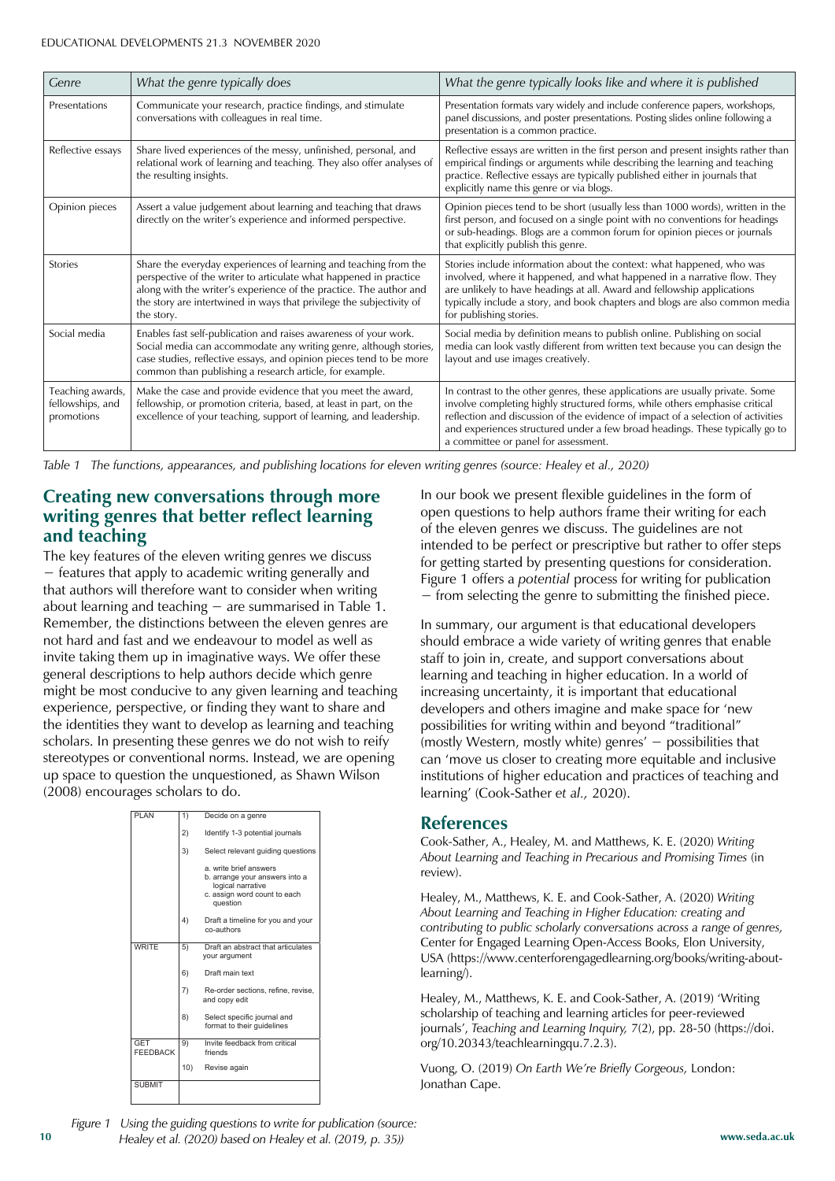| Genre | What the genre typically does | What the genre typically looks like and where it is published |
|---|---|---|
| Presentations | Communicate your research, practice findings, and stimulate conversations with colleagues in real time. | Presentation formats vary widely and include conference papers, workshops, panel discussions, and poster presentations. Posting slides online following a presentation is a common practice. |
| Reflective essays | Share lived experiences of the messy, unfinished, personal, and relational work of learning and teaching. They also offer analyses of the resulting insights. | Reflective essays are written in the first person and present insights rather than empirical findings or arguments while describing the learning and teaching practice. Reflective essays are typically published either in journals that explicitly name this genre or via blogs. |
| Opinion pieces | Assert a value judgement about learning and teaching that draws directly on the writer's experience and informed perspective. | Opinion pieces tend to be short (usually less than 1000 words), written in the first person, and focused on a single point with no conventions for headings or sub-headings. Blogs are a common forum for opinion pieces or journals that explicitly publish this genre. |
| Stories | Share the everyday experiences of learning and teaching from the perspective of the writer to articulate what happened in practice along with the writer's experience of the practice. The author and the story are intertwined in ways that privilege the subjectivity of the story. | Stories include information about the context: what happened, who was involved, where it happened, and what happened in a narrative flow. They are unlikely to have headings at all. Award and fellowship applications typically include a story, and book chapters and blogs are also common media for publishing stories. |
| Social media | Enables fast self-publication and raises awareness of your work. Social media can accommodate any writing genre, although stories, case studies, reflective essays, and opinion pieces tend to be more common than publishing a research article, for example. | Social media by definition means to publish online. Publishing on social media can look vastly different from written text because you can design the layout and use images creatively. |
| Teaching awards, fellowships, and promotions | Make the case and provide evidence that you meet the award, fellowship, or promotion criteria, based, at least in part, on the excellence of your teaching, support of learning, and leadership. | In contrast to the other genres, these applications are usually private. Some involve completing highly structured forms, while others emphasise critical reflection and discussion of the evidence of impact of a selection of activities and experiences structured under a few broad headings. These typically go to a committee or panel for assessment. |

*Table 1 The functions, appearances, and publishing locations for eleven writing genres (source: Healey et al., 2020)*

## Creating new conversations through more writing genres that better reflect learning and teaching

The key features of the eleven writing genres we discuss – features that apply to academic writing generally and that authors will therefore want to consider when writing about learning and teaching – are summarised in Table 1. Remember, the distinctions between the eleven genres are not hard and fast and we endeavour to model as well as invite taking them up in imaginative ways. We offer these general descriptions to help authors decide which genre might be most conducive to any given learning and teaching experience, perspective, or finding they want to share and the identities they want to develop as learning and teaching scholars. In presenting these genres we do not wish to reify stereotypes or conventional norms. Instead, we are opening up space to question the unquestioned, as Shawn Wilson (2008) encourages scholars to do.

| | | |
|---|---|---|
| PLAN | 1) | Decide on a genre |
| | 2) | Identify 1-3 potential journals |
| | 3) | Select relevant guiding questions |
| | | a. write brief answers<br>b. arrange your answers into a logical narrative<br>c. assign word count to each question |
| | 4) | Draft a timeline for you and your co-authors |
| WRITE | 5) | Draft an abstract that articulates your argument |
| | 6) | Draft main text |
| | 7) | Re-order sections, refine, revise, and copy edit |
| | 8) | Select specific journal and format to their guidelines |
| GET FEEDBACK | 9) | Invite feedback from critical friends |
| | 10) | Revise again |
| SUBMIT | | |

*Figure 1 Using the guiding questions to write for publication (source: Healey et al. (2020) based on Healey et al. (2019, p. 35))*

In our book we present flexible guidelines in the form of open questions to help authors frame their writing for each of the eleven genres we discuss. The guidelines are not intended to be perfect or prescriptive but rather to offer steps for getting started by presenting questions for consideration. Figure 1 offers a *potential* process for writing for publication – from selecting the genre to submitting the finished piece.

In summary, our argument is that educational developers should embrace a wide variety of writing genres that enable staff to join in, create, and support conversations about learning and teaching in higher education. In a world of increasing uncertainty, it is important that educational developers and others imagine and make space for 'new possibilities for writing within and beyond "traditional" (mostly Western, mostly white) genres' – possibilities that can 'move us closer to creating more equitable and inclusive institutions of higher education and practices of teaching and learning' (Cook-Sather *et al.,* 2020).

## References

Cook-Sather, A., Healey, M. and Matthews, K. E. (2020) *Writing About Learning and Teaching in Precarious and Promising Times* (in review).

Healey, M., Matthews, K. E. and Cook-Sather, A. (2020) *Writing About Learning and Teaching in Higher Education: creating and contributing to public scholarly conversations across a range of genres,* Center for Engaged Learning Open-Access Books, Elon University, USA (https://www.centerforengagedlearning.org/books/writing-about-learning/).

Healey, M., Matthews, K. E. and Cook-Sather, A. (2019) 'Writing scholarship of teaching and learning articles for peer-reviewed journals', *Teaching and Learning Inquiry,* 7(2), pp. 28-50 (https://doi.org/10.20343/teachlearningqu.7.2.3).

Vuong, O. (2019) *On Earth We're Briefly Gorgeous,* London: Jonathan Cape.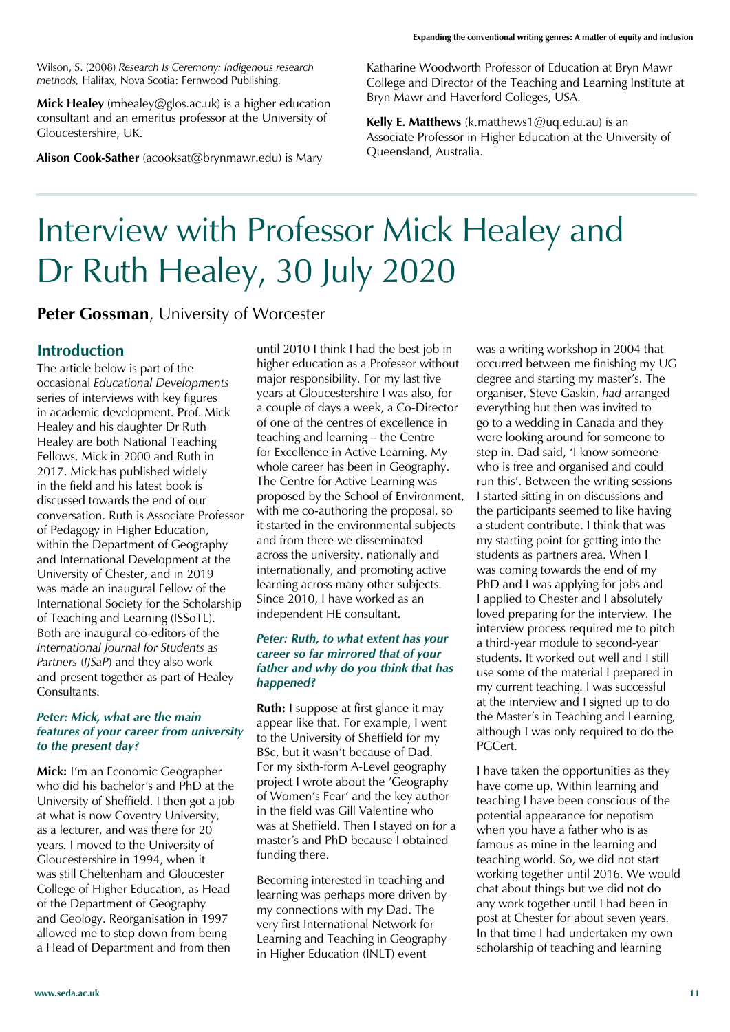Wilson, S. (2008) *Research Is Ceremony: Indigenous research methods,* Halifax, Nova Scotia: Fernwood Publishing.

**Mick Healey** (mhealey@glos.ac.uk) is a higher education consultant and an emeritus professor at the University of Gloucestershire, UK.

**Alison Cook-Sather** (acooksat@brynmawr.edu) is Mary Katharine Woodworth Professor of Education at Bryn Mawr College and Director of the Teaching and Learning Institute at Bryn Mawr and Haverford Colleges, USA.

**Kelly E. Matthews** (k.matthews1@uq.edu.au) is an Associate Professor in Higher Education at the University of Queensland, Australia.

# Interview with Professor Mick Healey and Dr Ruth Healey, 30 July 2020

**Peter Gossman**, University of Worcester

## Introduction

The article below is part of the occasional *Educational Developments* series of interviews with key figures in academic development. Prof. Mick Healey and his daughter Dr Ruth Healey are both National Teaching Fellows, Mick in 2000 and Ruth in 2017. Mick has published widely in the field and his latest book is discussed towards the end of our conversation. Ruth is Associate Professor of Pedagogy in Higher Education, within the Department of Geography and International Development at the University of Chester, and in 2019 was made an inaugural Fellow of the International Society for the Scholarship of Teaching and Learning (ISSoTL). Both are inaugural co-editors of the *International Journal for Students as Partners* (*IJSaP*) and they also work and present together as part of Healey Consultants.

***Peter: Mick, what are the main features of your career from university to the present day?***

**Mick:** I'm an Economic Geographer who did his bachelor's and PhD at the University of Sheffield. I then got a job at what is now Coventry University, as a lecturer, and was there for 20 years. I moved to the University of Gloucestershire in 1994, when it was still Cheltenham and Gloucester College of Higher Education, as Head of the Department of Geography and Geology. Reorganisation in 1997 allowed me to step down from being a Head of Department and from then until 2010 I think I had the best job in higher education as a Professor without major responsibility. For my last five years at Gloucestershire I was also, for a couple of days a week, a Co-Director of one of the centres of excellence in teaching and learning – the Centre for Excellence in Active Learning. My whole career has been in Geography. The Centre for Active Learning was proposed by the School of Environment, with me co-authoring the proposal, so it started in the environmental subjects and from there we disseminated across the university, nationally and internationally, and promoting active learning across many other subjects. Since 2010, I have worked as an independent HE consultant.

***Peter: Ruth, to what extent has your career so far mirrored that of your father and why do you think that has happened?***

**Ruth:** I suppose at first glance it may appear like that. For example, I went to the University of Sheffield for my BSc, but it wasn't because of Dad. For my sixth-form A-Level geography project I wrote about the 'Geography of Women's Fear' and the key author in the field was Gill Valentine who was at Sheffield. Then I stayed on for a master's and PhD because I obtained funding there.

Becoming interested in teaching and learning was perhaps more driven by my connections with my Dad. The very first International Network for Learning and Teaching in Geography in Higher Education (INLT) event was a writing workshop in 2004 that occurred between me finishing my UG degree and starting my master's. The organiser, Steve Gaskin, *had* arranged everything but then was invited to go to a wedding in Canada and they were looking around for someone to step in. Dad said, 'I know someone who is free and organised and could run this'. Between the writing sessions I started sitting in on discussions and the participants seemed to like having a student contribute. I think that was my starting point for getting into the students as partners area. When I was coming towards the end of my PhD and I was applying for jobs and I applied to Chester and I absolutely loved preparing for the interview. The interview process required me to pitch a third-year module to second-year students. It worked out well and I still use some of the material I prepared in my current teaching. I was successful at the interview and I signed up to do the Master's in Teaching and Learning, although I was only required to do the PGCert.

I have taken the opportunities as they have come up. Within learning and teaching I have been conscious of the potential appearance for nepotism when you have a father who is as famous as mine in the learning and teaching world. So, we did not start working together until 2016. We would chat about things but we did not do any work together until I had been in post at Chester for about seven years. In that time I had undertaken my own scholarship of teaching and learning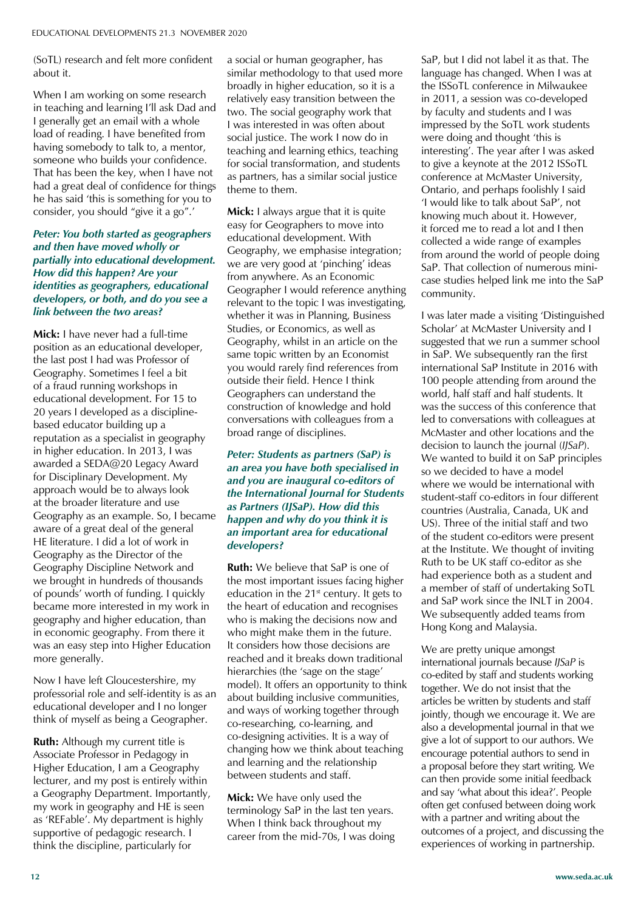(SoTL) research and felt more confident about it.

When I am working on some research in teaching and learning I'll ask Dad and I generally get an email with a whole load of reading. I have benefited from having somebody to talk to, a mentor, someone who builds your confidence. That has been the key, when I have not had a great deal of confidence for things he has said 'this is something for you to consider, you should "give it a go".'

***Peter: You both started as geographers and then have moved wholly or partially into educational development. How did this happen? Are your identities as geographers, educational developers, or both, and do you see a link between the two areas?***

**Mick:** I have never had a full-time position as an educational developer, the last post I had was Professor of Geography. Sometimes I feel a bit of a fraud running workshops in educational development. For 15 to 20 years I developed as a discipline-based educator building up a reputation as a specialist in geography in higher education. In 2013, I was awarded a SEDA@20 Legacy Award for Disciplinary Development. My approach would be to always look at the broader literature and use Geography as an example. So, I became aware of a great deal of the general HE literature. I did a lot of work in Geography as the Director of the Geography Discipline Network and we brought in hundreds of thousands of pounds' worth of funding. I quickly became more interested in my work in geography and higher education, than in economic geography. From there it was an easy step into Higher Education more generally.

Now I have left Gloucestershire, my professorial role and self-identity is as an educational developer and I no longer think of myself as being a Geographer.

**Ruth:** Although my current title is Associate Professor in Pedagogy in Higher Education, I am a Geography lecturer, and my post is entirely within a Geography Department. Importantly, my work in geography and HE is seen as 'REFable'. My department is highly supportive of pedagogic research. I think the discipline, particularly for a social or human geographer, has similar methodology to that used more broadly in higher education, so it is a relatively easy transition between the two. The social geography work that I was interested in was often about social justice. The work I now do in teaching and learning ethics, teaching for social transformation, and students as partners, has a similar social justice theme to them.

**Mick:** I always argue that it is quite easy for Geographers to move into educational development. With Geography, we emphasise integration; we are very good at 'pinching' ideas from anywhere. As an Economic Geographer I would reference anything relevant to the topic I was investigating, whether it was in Planning, Business Studies, or Economics, as well as Geography, whilst in an article on the same topic written by an Economist you would rarely find references from outside their field. Hence I think Geographers can understand the construction of knowledge and hold conversations with colleagues from a broad range of disciplines.

***Peter: Students as partners (SaP) is an area you have both specialised in and you are inaugural co-editors of the International Journal for Students as Partners (IJSaP). How did this happen and why do you think it is an important area for educational developers?***

**Ruth:** We believe that SaP is one of the most important issues facing higher education in the 21st century. It gets to the heart of education and recognises who is making the decisions now and who might make them in the future. It considers how those decisions are reached and it breaks down traditional hierarchies (the 'sage on the stage' model). It offers an opportunity to think about building inclusive communities, and ways of working together through co-researching, co-learning, and co-designing activities. It is a way of changing how we think about teaching and learning and the relationship between students and staff.

**Mick:** We have only used the terminology SaP in the last ten years. When I think back throughout my career from the mid-70s, I was doing SaP, but I did not label it as that. The language has changed. When I was at the ISSoTL conference in Milwaukee in 2011, a session was co-developed by faculty and students and I was impressed by the SoTL work students were doing and thought 'this is interesting'. The year after I was asked to give a keynote at the 2012 ISSoTL conference at McMaster University, Ontario, and perhaps foolishly I said 'I would like to talk about SaP', not knowing much about it. However, it forced me to read a lot and I then collected a wide range of examples from around the world of people doing SaP. That collection of numerous mini-case studies helped link me into the SaP community.

I was later made a visiting 'Distinguished Scholar' at McMaster University and I suggested that we run a summer school in SaP. We subsequently ran the first international SaP Institute in 2016 with 100 people attending from around the world, half staff and half students. It was the success of this conference that led to conversations with colleagues at McMaster and other locations and the decision to launch the journal (*IJSaP*). We wanted to build it on SaP principles so we decided to have a model where we would be international with student-staff co-editors in four different countries (Australia, Canada, UK and US). Three of the initial staff and two of the student co-editors were present at the Institute. We thought of inviting Ruth to be UK staff co-editor as she had experience both as a student and a member of staff of undertaking SoTL and SaP work since the INLT in 2004. We subsequently added teams from Hong Kong and Malaysia.

We are pretty unique amongst international journals because *IJSaP* is co-edited by staff and students working together. We do not insist that the articles be written by students and staff jointly, though we encourage it. We are also a developmental journal in that we give a lot of support to our authors. We encourage potential authors to send in a proposal before they start writing. We can then provide some initial feedback and say 'what about this idea?'. People often get confused between doing work with a partner and writing about the outcomes of a project, and discussing the experiences of working in partnership.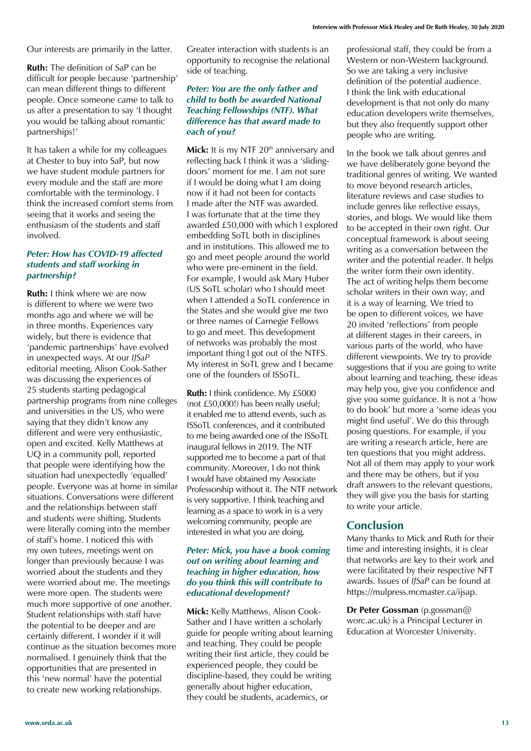Our interests are primarily in the latter.

**Ruth:** The definition of SaP can be difficult for people because 'partnership' can mean different things to different people. Once someone came to talk to us after a presentation to say 'I thought you would be talking about romantic partnerships!'

It has taken a while for my colleagues at Chester to buy into SaP, but now we have student module partners for every module and the staff are more comfortable with the terminology. I think the increased comfort stems from seeing that it works and seeing the enthusiasm of the students and staff involved.

***Peter: How has COVID-19 affected students and staff working in partnership?***

**Ruth:** I think where we are now is different to where we were two months ago and where we will be in three months. Experiences vary widely, but there is evidence that 'pandemic partnerships' have evolved in unexpected ways. At our *IJSaP* editorial meeting, Alison Cook-Sather was discussing the experiences of 25 students starting pedagogical partnership programs from nine colleges and universities in the US, who were saying that they didn't know any different and were very enthusiastic, open and excited. Kelly Matthews at UQ in a community poll, reported that people were identifying how the situation had unexpectedly 'equalled' people. Everyone was at home in similar situations. Conversations were different and the relationships between staff and students were shifting. Students were literally coming into the member of staff's home. I noticed this with my own tutees, meetings went on longer than previously because I was worried about the students and they were worried about me. The meetings were more open. The students were much more supportive of one another. Student relationships with staff have the potential to be deeper and are certainly different. I wonder if it will continue as the situation becomes more normalised. I genuinely think that the opportunities that are presented in this 'new normal' have the potential to create new working relationships. Greater interaction with students is an opportunity to recognise the relational side of teaching.

***Peter: You are the only father and child to both be awarded National Teaching Fellowships (NTF). What difference has that award made to each of you?***

**Mick:** It is my NTF 20th anniversary and reflecting back I think it was a 'sliding-doors' moment for me. I am not sure if I would be doing what I am doing now if it had not been for contacts I made after the NTF was awarded. I was fortunate that at the time they awarded £50,000 with which I explored embedding SoTL both in disciplines and in institutions. This allowed me to go and meet people around the world who were pre-eminent in the field. For example, I would ask Mary Huber (US SoTL scholar) who I should meet when I attended a SoTL conference in the States and she would give me two or three names of Carnegie Fellows to go and meet. This development of networks was probably the most important thing I got out of the NTFS. My interest in SoTL grew and I became one of the founders of ISSoTL.

**Ruth:** I think confidence. My £5000 (not £50,000!) has been really useful; it enabled me to attend events, such as ISSoTL conferences, and it contributed to me being awarded one of the ISSoTL inaugural fellows in 2019. The NTF supported me to become a part of that community. Moreover, I do not think I would have obtained my Associate Professorship without it. The NTF network is very supportive. I think teaching and learning as a space to work in is a very welcoming community, people are interested in what you are doing.

***Peter: Mick, you have a book coming out on writing about learning and teaching in higher education, how do you think this will contribute to educational development?***

**Mick:** Kelly Matthews, Alison Cook-Sather and I have written a scholarly guide for people writing about learning and teaching. They could be people writing their first article, they could be experienced people, they could be discipline-based, they could be writing generally about higher education, they could be students, academics, or professional staff, they could be from a Western or non-Western background. So we are taking a very inclusive definition of the potential audience. I think the link with educational development is that not only do many education developers write themselves, but they also frequently support other people who are writing.

In the book we talk about genres and we have deliberately gone beyond the traditional genres of writing. We wanted to move beyond research articles, literature reviews and case studies to include genres like reflective essays, stories, and blogs. We would like them to be accepted in their own right. Our conceptual framework is about seeing writing as a conversation between the writer and the potential reader. It helps the writer form their own identity. The act of writing helps them become scholar writers in their own way, and it is a way of learning. We tried to be open to different voices, we have 20 invited 'reflections' from people at different stages in their careers, in various parts of the world, who have different viewpoints. We try to provide suggestions that if you are going to write about learning and teaching, these ideas may help you, give you confidence and give you some guidance. It is not a 'how to do book' but more a 'some ideas you might find useful'. We do this through posing questions. For example, if you are writing a research article, here are ten questions that you might address. Not all of them may apply to your work and there may be others, but if you draft answers to the relevant questions, they will give you the basis for starting to write your article.

## Conclusion

Many thanks to Mick and Ruth for their time and interesting insights, it is clear that networks are key to their work and were facilitated by their respective NFT awards. Issues of *IJSaP* can be found at https://mulpress.mcmaster.ca/ijsap.

**Dr Peter Gossman** (p.gossman@worc.ac.uk) is a Principal Lecturer in Education at Worcester University.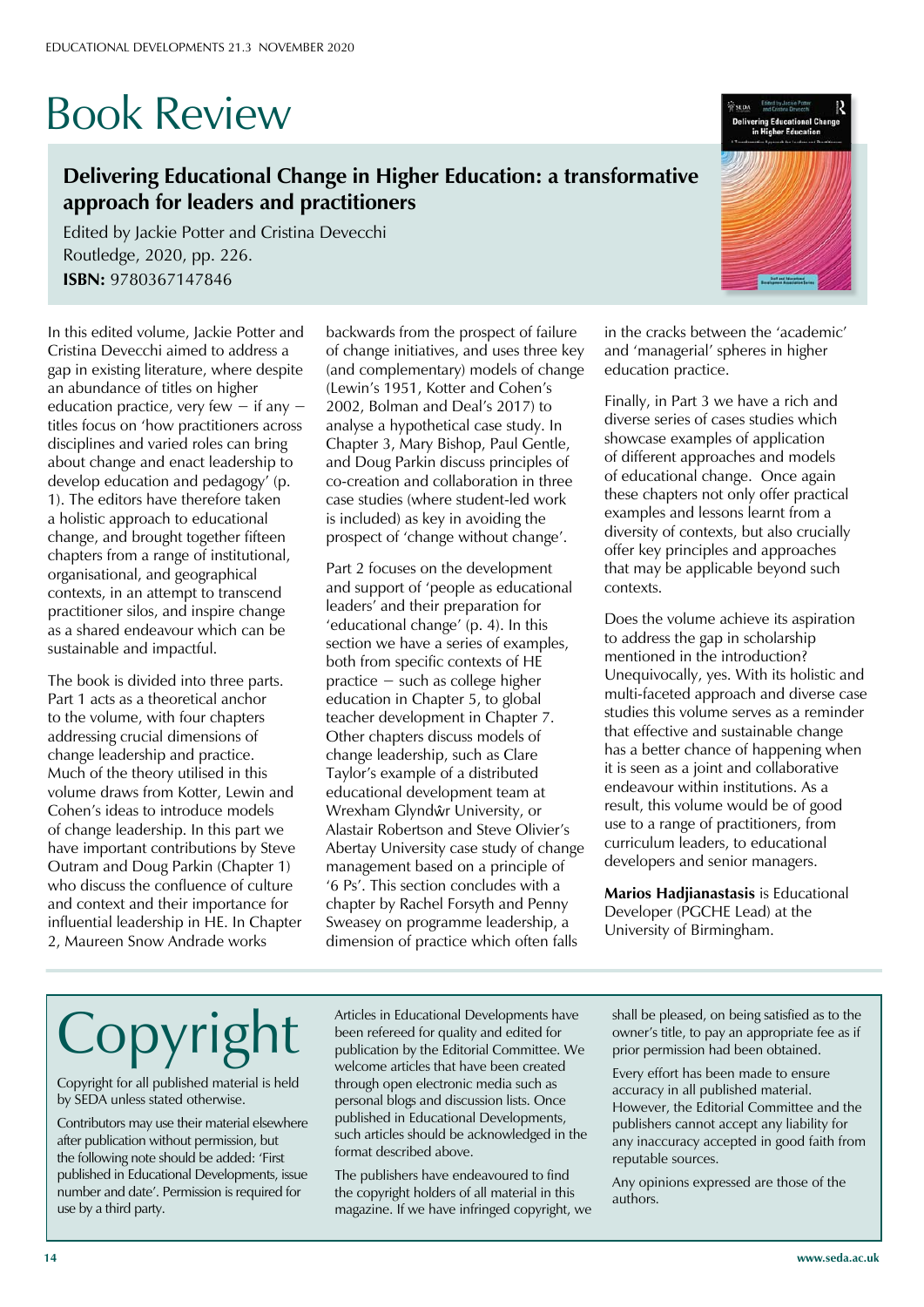# Book Review

## Delivering Educational Change in Higher Education: a transformative approach for leaders and practitioners

Edited by Jackie Potter and Cristina Devecchi
Routledge, 2020, pp. 226.
**ISBN:** 9780367147846

In this edited volume, Jackie Potter and Cristina Devecchi aimed to address a gap in existing literature, where despite an abundance of titles on higher education practice, very few – if any – titles focus on 'how practitioners across disciplines and varied roles can bring about change and enact leadership to develop education and pedagogy' (p. 1). The editors have therefore taken a holistic approach to educational change, and brought together fifteen chapters from a range of institutional, organisational, and geographical contexts, in an attempt to transcend practitioner silos, and inspire change as a shared endeavour which can be sustainable and impactful.

The book is divided into three parts. Part 1 acts as a theoretical anchor to the volume, with four chapters addressing crucial dimensions of change leadership and practice. Much of the theory utilised in this volume draws from Kotter, Lewin and Cohen's ideas to introduce models of change leadership. In this part we have important contributions by Steve Outram and Doug Parkin (Chapter 1) who discuss the confluence of culture and context and their importance for influential leadership in HE. In Chapter 2, Maureen Snow Andrade works backwards from the prospect of failure of change initiatives, and uses three key (and complementary) models of change (Lewin's 1951, Kotter and Cohen's 2002, Bolman and Deal's 2017) to analyse a hypothetical case study. In Chapter 3, Mary Bishop, Paul Gentle, and Doug Parkin discuss principles of co-creation and collaboration in three case studies (where student-led work is included) as key in avoiding the prospect of 'change without change'.

Part 2 focuses on the development and support of 'people as educational leaders' and their preparation for 'educational change' (p. 4). In this section we have a series of examples, both from specific contexts of HE practice – such as college higher education in Chapter 5, to global teacher development in Chapter 7. Other chapters discuss models of change leadership, such as Clare Taylor's example of a distributed educational development team at Wrexham Glyndŵr University, or Alastair Robertson and Steve Olivier's Abertay University case study of change management based on a principle of '6 Ps'. This section concludes with a chapter by Rachel Forsyth and Penny Sweasey on programme leadership, a dimension of practice which often falls in the cracks between the 'academic' and 'managerial' spheres in higher education practice.

Finally, in Part 3 we have a rich and diverse series of cases studies which showcase examples of application of different approaches and models of educational change. Once again these chapters not only offer practical examples and lessons learnt from a diversity of contexts, but also crucially offer key principles and approaches that may be applicable beyond such contexts.

Does the volume achieve its aspiration to address the gap in scholarship mentioned in the introduction? Unequivocally, yes. With its holistic and multi-faceted approach and diverse case studies this volume serves as a reminder that effective and sustainable change has a better chance of happening when it is seen as a joint and collaborative endeavour within institutions. As a result, this volume would be of good use to a range of practitioners, from curriculum leaders, to educational developers and senior managers.

**Marios Hadjianastasis** is Educational Developer (PGCHE Lead) at the University of Birmingham.

# Copyright

Copyright for all published material is held by SEDA unless stated otherwise.

Contributors may use their material elsewhere after publication without permission, but the following note should be added: 'First published in Educational Developments, issue number and date'. Permission is required for use by a third party.

Articles in Educational Developments have been refereed for quality and edited for publication by the Editorial Committee. We welcome articles that have been created through open electronic media such as personal blogs and discussion lists. Once published in Educational Developments, such articles should be acknowledged in the format described above.

The publishers have endeavoured to find the copyright holders of all material in this magazine. If we have infringed copyright, we shall be pleased, on being satisfied as to the owner's title, to pay an appropriate fee as if prior permission had been obtained.

Every effort has been made to ensure accuracy in all published material. However, the Editorial Committee and the publishers cannot accept any liability for any inaccuracy accepted in good faith from reputable sources.

Any opinions expressed are those of the authors.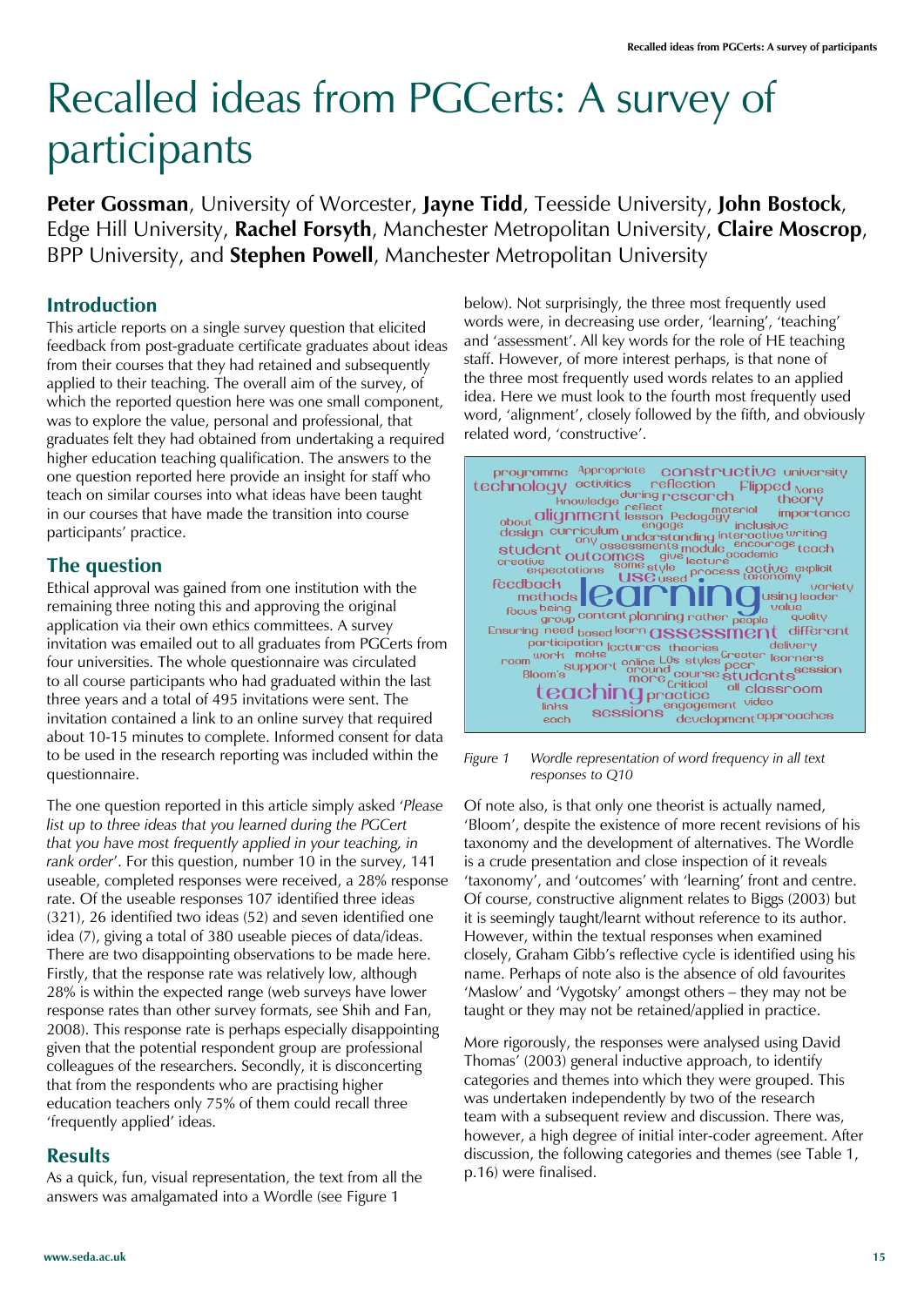# Recalled ideas from PGCerts: A survey of participants

**Peter Gossman**, University of Worcester, **Jayne Tidd**, Teesside University, **John Bostock**, Edge Hill University, **Rachel Forsyth**, Manchester Metropolitan University, **Claire Moscrop**, BPP University, and **Stephen Powell**, Manchester Metropolitan University

## Introduction

This article reports on a single survey question that elicited feedback from post-graduate certificate graduates about ideas from their courses that they had retained and subsequently applied to their teaching. The overall aim of the survey, of which the reported question here was one small component, was to explore the value, personal and professional, that graduates felt they had obtained from undertaking a required higher education teaching qualification. The answers to the one question reported here provide an insight for staff who teach on similar courses into what ideas have been taught in our courses that have made the transition into course participants' practice.

## The question

Ethical approval was gained from one institution with the remaining three noting this and approving the original application via their own ethics committees. A survey invitation was emailed out to all graduates from PGCerts from four universities. The whole questionnaire was circulated to all course participants who had graduated within the last three years and a total of 495 invitations were sent. The invitation contained a link to an online survey that required about 10-15 minutes to complete. Informed consent for data to be used in the research reporting was included within the questionnaire.

The one question reported in this article simply asked '*Please list up to three ideas that you learned during the PGCert that you have most frequently applied in your teaching, in rank order*'. For this question, number 10 in the survey, 141 useable, completed responses were received, a 28% response rate. Of the useable responses 107 identified three ideas (321), 26 identified two ideas (52) and seven identified one idea (7), giving a total of 380 useable pieces of data/ideas. There are two disappointing observations to be made here. Firstly, that the response rate was relatively low, although 28% is within the expected range (web surveys have lower response rates than other survey formats, see Shih and Fan, 2008). This response rate is perhaps especially disappointing given that the potential respondent group are professional colleagues of the researchers. Secondly, it is disconcerting that from the respondents who are practising higher education teachers only 75% of them could recall three 'frequently applied' ideas.

## Results

As a quick, fun, visual representation, the text from all the answers was amalgamated into a Wordle (see Figure 1 below). Not surprisingly, the three most frequently used words were, in decreasing use order, 'learning', 'teaching' and 'assessment'. All key words for the role of HE teaching staff. However, of more interest perhaps, is that none of the three most frequently used words relates to an applied idea. Here we must look to the fourth most frequently used word, 'alignment', closely followed by the fifth, and obviously related word, 'constructive'.

*Figure 1 Wordle representation of word frequency in all text responses to Q10*

Of note also, is that only one theorist is actually named, 'Bloom', despite the existence of more recent revisions of his taxonomy and the development of alternatives. The Wordle is a crude presentation and close inspection of it reveals 'taxonomy', and 'outcomes' with 'learning' front and centre. Of course, constructive alignment relates to Biggs (2003) but it is seemingly taught/learnt without reference to its author. However, within the textual responses when examined closely, Graham Gibb's reflective cycle is identified using his name. Perhaps of note also is the absence of old favourites 'Maslow' and 'Vygotsky' amongst others – they may not be taught or they may not be retained/applied in practice.

More rigorously, the responses were analysed using David Thomas' (2003) general inductive approach, to identify categories and themes into which they were grouped. This was undertaken independently by two of the research team with a subsequent review and discussion. There was, however, a high degree of initial inter-coder agreement. After discussion, the following categories and themes (see Table 1, p.16) were finalised.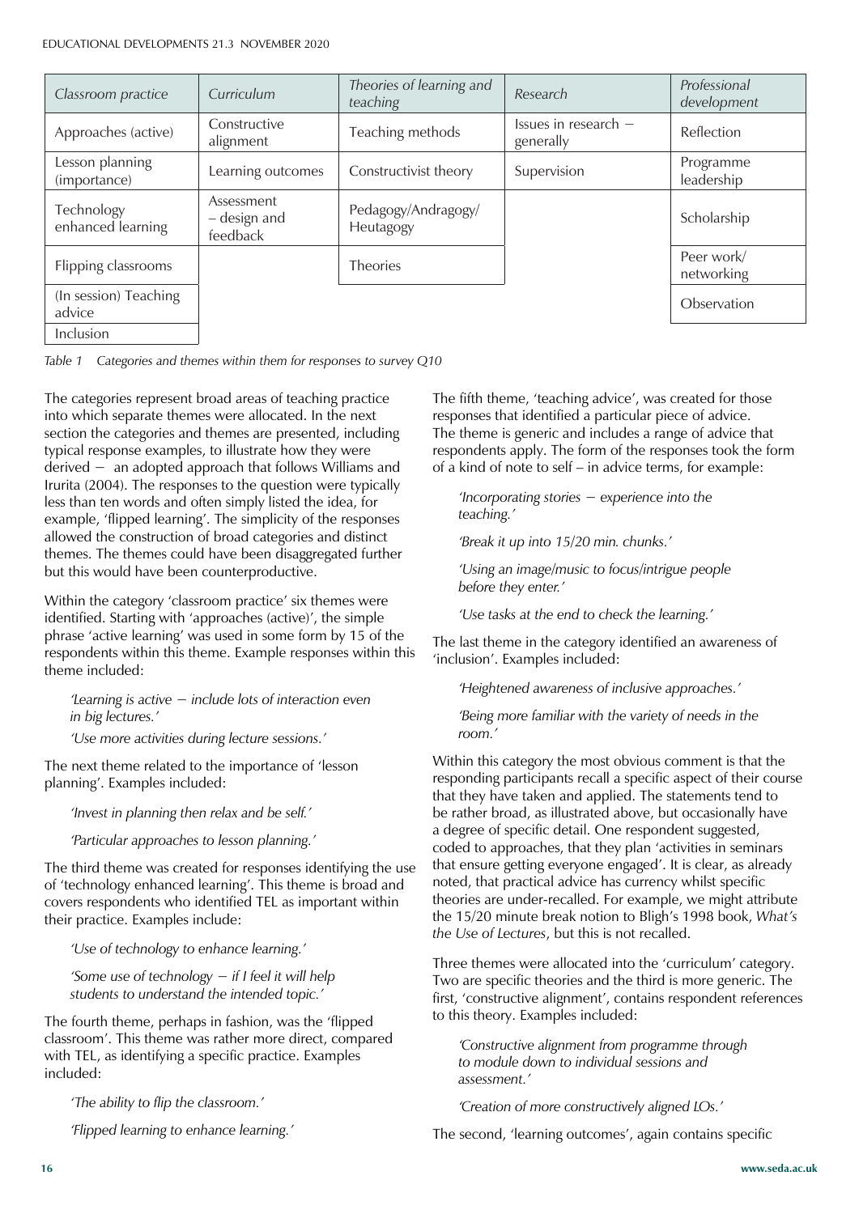| *Classroom practice* | *Curriculum* | *Theories of learning and teaching* | *Research* | *Professional development* |
|---|---|---|---|---|
| Approaches (active) | Constructive alignment | Teaching methods | Issues in research – generally | Reflection |
| Lesson planning (importance) | Learning outcomes | Constructivist theory | Supervision | Programme leadership |
| Technology enhanced learning | Assessment – design and feedback | Pedagogy/Andragogy/ Heutagogy | | Scholarship |
| Flipping classrooms | | Theories | | Peer work/ networking |
| (In session) Teaching advice | | | | Observation |
| Inclusion | | | | |

*Table 1 Categories and themes within them for responses to survey Q10*

The categories represent broad areas of teaching practice into which separate themes were allocated. In the next section the categories and themes are presented, including typical response examples, to illustrate how they were derived – an adopted approach that follows Williams and Irurita (2004). The responses to the question were typically less than ten words and often simply listed the idea, for example, 'flipped learning'. The simplicity of the responses allowed the construction of broad categories and distinct themes. The themes could have been disaggregated further but this would have been counterproductive.

Within the category 'classroom practice' six themes were identified. Starting with 'approaches (active)', the simple phrase 'active learning' was used in some form by 15 of the respondents within this theme. Example responses within this theme included:

> *'Learning is active – include lots of interaction even in big lectures.'*
>
> *'Use more activities during lecture sessions.'*

The next theme related to the importance of 'lesson planning'. Examples included:

> *'Invest in planning then relax and be self.'*
>
> *'Particular approaches to lesson planning.'*

The third theme was created for responses identifying the use of 'technology enhanced learning'. This theme is broad and covers respondents who identified TEL as important within their practice. Examples include:

> *'Use of technology to enhance learning.'*
>
> *'Some use of technology – if I feel it will help students to understand the intended topic.'*

The fourth theme, perhaps in fashion, was the 'flipped classroom'. This theme was rather more direct, compared with TEL, as identifying a specific practice. Examples included:

> *'The ability to flip the classroom.'*
>
> *'Flipped learning to enhance learning.'*

The fifth theme, 'teaching advice', was created for those responses that identified a particular piece of advice. The theme is generic and includes a range of advice that respondents apply. The form of the responses took the form of a kind of note to self – in advice terms, for example:

> *'Incorporating stories – experience into the teaching.'*
>
> *'Break it up into 15/20 min. chunks.'*
>
> *'Using an image/music to focus/intrigue people before they enter.'*
>
> *'Use tasks at the end to check the learning.'*

The last theme in the category identified an awareness of 'inclusion'. Examples included:

> *'Heightened awareness of inclusive approaches.'*
>
> *'Being more familiar with the variety of needs in the room.'*

Within this category the most obvious comment is that the responding participants recall a specific aspect of their course that they have taken and applied. The statements tend to be rather broad, as illustrated above, but occasionally have a degree of specific detail. One respondent suggested, coded to approaches, that they plan 'activities in seminars that ensure getting everyone engaged'. It is clear, as already noted, that practical advice has currency whilst specific theories are under-recalled. For example, we might attribute the 15/20 minute break notion to Bligh's 1998 book, *What's the Use of Lectures*, but this is not recalled.

Three themes were allocated into the 'curriculum' category. Two are specific theories and the third is more generic. The first, 'constructive alignment', contains respondent references to this theory. Examples included:

> *'Constructive alignment from programme through to module down to individual sessions and assessment.'*
>
> *'Creation of more constructively aligned LOs.'*

The second, 'learning outcomes', again contains specific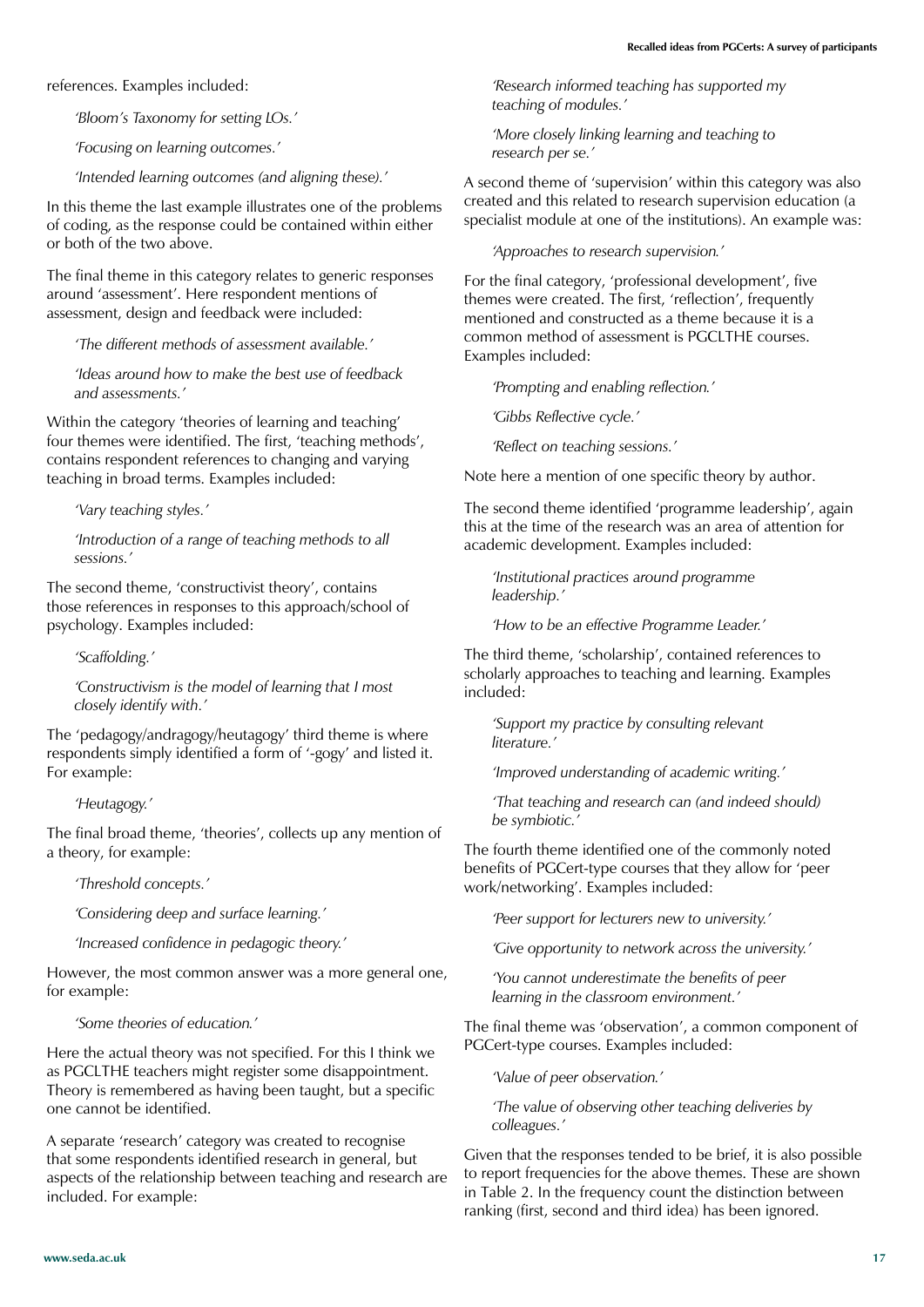references. Examples included:

*'Bloom's Taxonomy for setting LOs.'*

*'Focusing on learning outcomes.'*

*'Intended learning outcomes (and aligning these).'*

In this theme the last example illustrates one of the problems of coding, as the response could be contained within either or both of the two above.

The final theme in this category relates to generic responses around 'assessment'. Here respondent mentions of assessment, design and feedback were included:

*'The different methods of assessment available.'*

*'Ideas around how to make the best use of feedback and assessments.'*

Within the category 'theories of learning and teaching' four themes were identified. The first, 'teaching methods', contains respondent references to changing and varying teaching in broad terms. Examples included:

*'Vary teaching styles.'*

*'Introduction of a range of teaching methods to all sessions.'*

The second theme, 'constructivist theory', contains those references in responses to this approach/school of psychology. Examples included:

*'Scaffolding.'*

*'Constructivism is the model of learning that I most closely identify with.'*

The 'pedagogy/andragogy/heutagogy' third theme is where respondents simply identified a form of '-gogy' and listed it. For example:

*'Heutagogy.'*

The final broad theme, 'theories', collects up any mention of a theory, for example:

*'Threshold concepts.'*

*'Considering deep and surface learning.'*

*'Increased confidence in pedagogic theory.'*

However, the most common answer was a more general one, for example:

*'Some theories of education.'*

Here the actual theory was not specified. For this I think we as PGCLTHE teachers might register some disappointment. Theory is remembered as having been taught, but a specific one cannot be identified.

A separate 'research' category was created to recognise that some respondents identified research in general, but aspects of the relationship between teaching and research are included. For example:

*'Research informed teaching has supported my teaching of modules.'*

*'More closely linking learning and teaching to research per se.'*

A second theme of 'supervision' within this category was also created and this related to research supervision education (a specialist module at one of the institutions). An example was:

*'Approaches to research supervision.'*

For the final category, 'professional development', five themes were created. The first, 'reflection', frequently mentioned and constructed as a theme because it is a common method of assessment is PGCLTHE courses. Examples included:

*'Prompting and enabling reflection.'*

*'Gibbs Reflective cycle.'*

*'Reflect on teaching sessions.'*

Note here a mention of one specific theory by author.

The second theme identified 'programme leadership', again this at the time of the research was an area of attention for academic development. Examples included:

*'Institutional practices around programme leadership.'*

*'How to be an effective Programme Leader.'*

The third theme, 'scholarship', contained references to scholarly approaches to teaching and learning. Examples included:

*'Support my practice by consulting relevant literature.'*

*'Improved understanding of academic writing.'*

*'That teaching and research can (and indeed should) be symbiotic.'*

The fourth theme identified one of the commonly noted benefits of PGCert-type courses that they allow for 'peer work/networking'. Examples included:

*'Peer support for lecturers new to university.'*

*'Give opportunity to network across the university.'*

*'You cannot underestimate the benefits of peer learning in the classroom environment.'*

The final theme was 'observation', a common component of PGCert-type courses. Examples included:

*'Value of peer observation.'*

*'The value of observing other teaching deliveries by colleagues.'*

Given that the responses tended to be brief, it is also possible to report frequencies for the above themes. These are shown in Table 2. In the frequency count the distinction between ranking (first, second and third idea) has been ignored.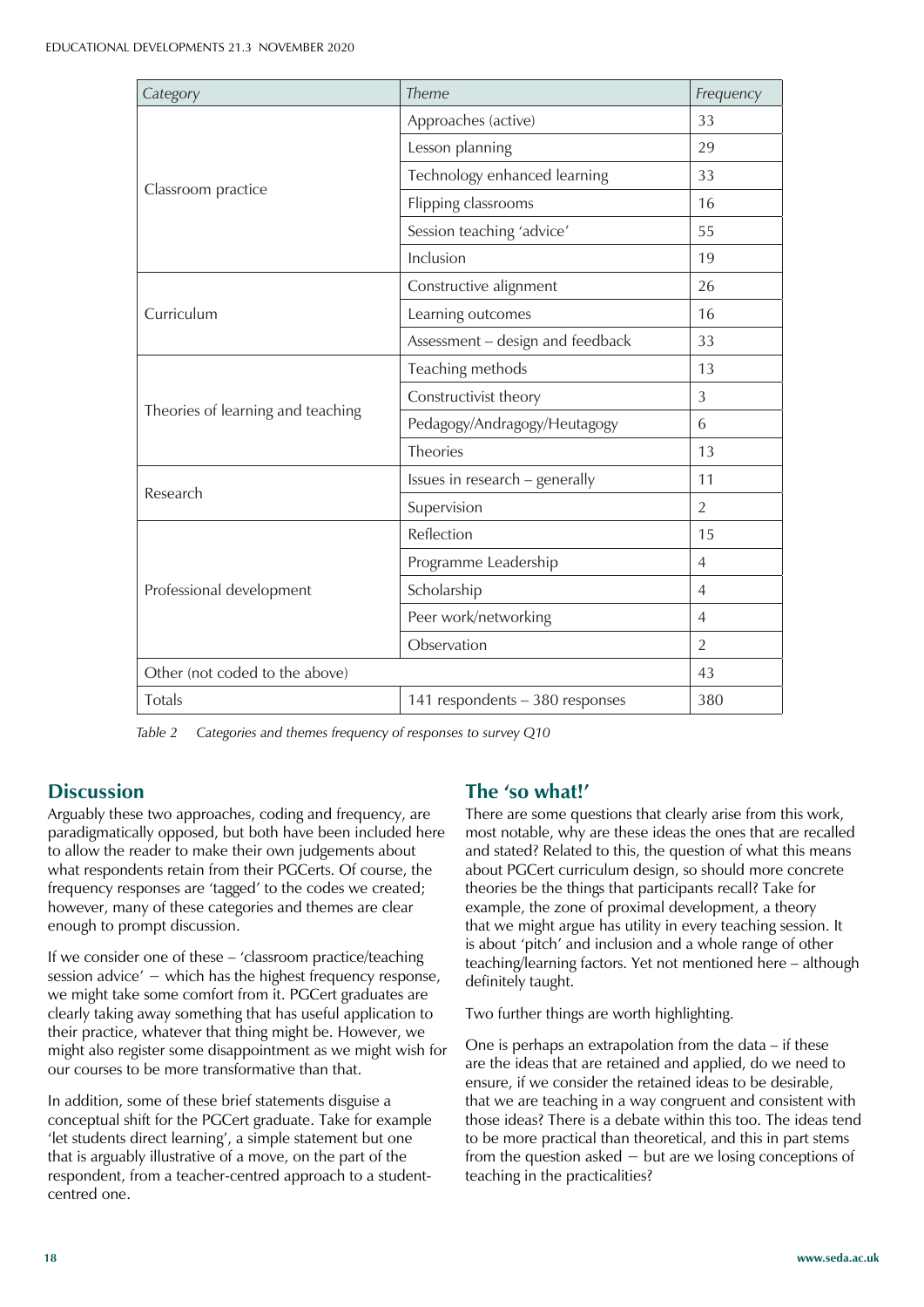| *Category* | *Theme* | *Frequency* |
|---|---|---|
| Classroom practice | Approaches (active) | 33 |
| | Lesson planning | 29 |
| | Technology enhanced learning | 33 |
| | Flipping classrooms | 16 |
| | Session teaching 'advice' | 55 |
| | Inclusion | 19 |
| Curriculum | Constructive alignment | 26 |
| | Learning outcomes | 16 |
| | Assessment – design and feedback | 33 |
| Theories of learning and teaching | Teaching methods | 13 |
| | Constructivist theory | 3 |
| | Pedagogy/Andragogy/Heutagogy | 6 |
| | Theories | 13 |
| Research | Issues in research – generally | 11 |
| | Supervision | 2 |
| Professional development | Reflection | 15 |
| | Programme Leadership | 4 |
| | Scholarship | 4 |
| | Peer work/networking | 4 |
| | Observation | 2 |
| Other (not coded to the above) | | 43 |
| Totals | 141 respondents – 380 responses | 380 |

*Table 2 Categories and themes frequency of responses to survey Q10*

## Discussion

Arguably these two approaches, coding and frequency, are paradigmatically opposed, but both have been included here to allow the reader to make their own judgements about what respondents retain from their PGCerts. Of course, the frequency responses are 'tagged' to the codes we created; however, many of these categories and themes are clear enough to prompt discussion.

If we consider one of these – 'classroom practice/teaching session advice' – which has the highest frequency response, we might take some comfort from it. PGCert graduates are clearly taking away something that has useful application to their practice, whatever that thing might be. However, we might also register some disappointment as we might wish for our courses to be more transformative than that.

In addition, some of these brief statements disguise a conceptual shift for the PGCert graduate. Take for example 'let students direct learning', a simple statement but one that is arguably illustrative of a move, on the part of the respondent, from a teacher-centred approach to a student-centred one.

## The 'so what!'

There are some questions that clearly arise from this work, most notable, why are these ideas the ones that are recalled and stated? Related to this, the question of what this means about PGCert curriculum design, so should more concrete theories be the things that participants recall? Take for example, the zone of proximal development, a theory that we might argue has utility in every teaching session. It is about 'pitch' and inclusion and a whole range of other teaching/learning factors. Yet not mentioned here – although definitely taught.

Two further things are worth highlighting.

One is perhaps an extrapolation from the data – if these are the ideas that are retained and applied, do we need to ensure, if we consider the retained ideas to be desirable, that we are teaching in a way congruent and consistent with those ideas? There is a debate within this too. The ideas tend to be more practical than theoretical, and this in part stems from the question asked – but are we losing conceptions of teaching in the practicalities?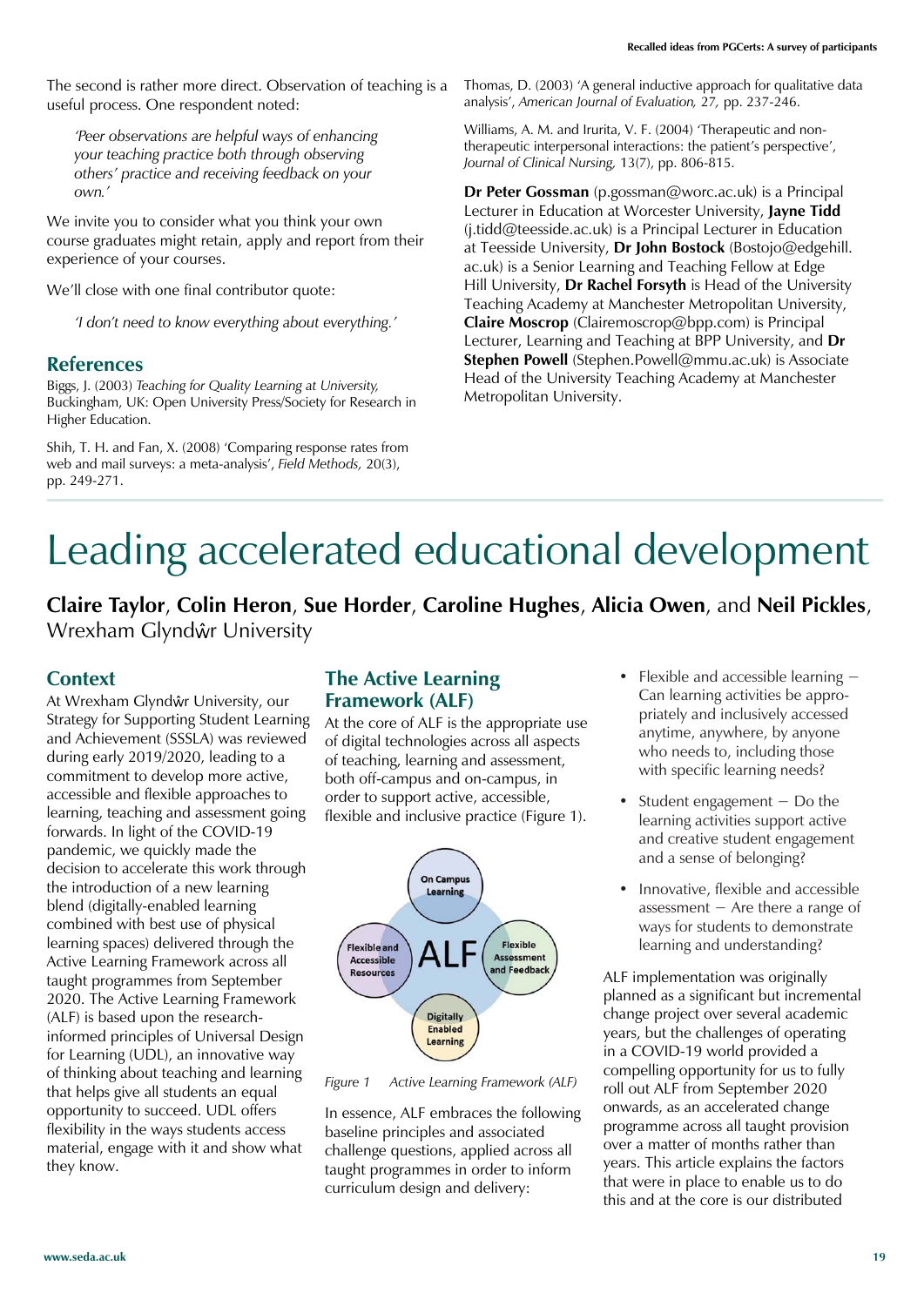The second is rather more direct. Observation of teaching is a useful process. One respondent noted:

> *'Peer observations are helpful ways of enhancing your teaching practice both through observing others' practice and receiving feedback on your own.'*

We invite you to consider what you think your own course graduates might retain, apply and report from their experience of your courses.

We'll close with one final contributor quote:

> *'I don't need to know everything about everything.'*

## References

Biggs, J. (2003) *Teaching for Quality Learning at University*, Buckingham, UK: Open University Press/Society for Research in Higher Education.

Shih, T. H. and Fan, X. (2008) 'Comparing response rates from web and mail surveys: a meta-analysis', *Field Methods,* 20(3), pp. 249-271.

Thomas, D. (2003) 'A general inductive approach for qualitative data analysis', *American Journal of Evaluation,* 27, pp. 237-246.

Williams, A. M. and Irurita, V. F. (2004) 'Therapeutic and non-therapeutic interpersonal interactions: the patient's perspective', *Journal of Clinical Nursing,* 13(7), pp. 806-815.

**Dr Peter Gossman** (p.gossman@worc.ac.uk) is a Principal Lecturer in Education at Worcester University, **Jayne Tidd** (j.tidd@teesside.ac.uk) is a Principal Lecturer in Education at Teesside University, **Dr John Bostock** (Bostojo@edgehill.ac.uk) is a Senior Learning and Teaching Fellow at Edge Hill University, **Dr Rachel Forsyth** is Head of the University Teaching Academy at Manchester Metropolitan University, **Claire Moscrop** (Clairemoscrop@bpp.com) is Principal Lecturer, Learning and Teaching at BPP University, and **Dr Stephen Powell** (Stephen.Powell@mmu.ac.uk) is Associate Head of the University Teaching Academy at Manchester Metropolitan University.

# Leading accelerated educational development

**Claire Taylor**, **Colin Heron**, **Sue Horder**, **Caroline Hughes**, **Alicia Owen**, and **Neil Pickles**, Wrexham Glyndŵr University

## Context

At Wrexham Glyndŵr University, our Strategy for Supporting Student Learning and Achievement (SSSLA) was reviewed during early 2019/2020, leading to a commitment to develop more active, accessible and flexible approaches to learning, teaching and assessment going forwards. In light of the COVID-19 pandemic, we quickly made the decision to accelerate this work through the introduction of a new learning blend (digitally-enabled learning combined with best use of physical learning spaces) delivered through the Active Learning Framework across all taught programmes from September 2020. The Active Learning Framework (ALF) is based upon the research-informed principles of Universal Design for Learning (UDL), an innovative way of thinking about teaching and learning that helps give all students an equal opportunity to succeed. UDL offers flexibility in the ways students access material, engage with it and show what they know.

## The Active Learning Framework (ALF)

At the core of ALF is the appropriate use of digital technologies across all aspects of teaching, learning and assessment, both off-campus and on-campus, in order to support active, accessible, flexible and inclusive practice (Figure 1).

*Figure 1 Active Learning Framework (ALF)*

In essence, ALF embraces the following baseline principles and associated challenge questions, applied across all taught programmes in order to inform curriculum design and delivery:

- Flexible and accessible learning – Can learning activities be appropriately and inclusively accessed anytime, anywhere, by anyone who needs to, including those with specific learning needs?
- Student engagement – Do the learning activities support active and creative student engagement and a sense of belonging?
- Innovative, flexible and accessible assessment – Are there a range of ways for students to demonstrate learning and understanding?

ALF implementation was originally planned as a significant but incremental change project over several academic years, but the challenges of operating in a COVID-19 world provided a compelling opportunity for us to fully roll out ALF from September 2020 onwards, as an accelerated change programme across all taught provision over a matter of months rather than years. This article explains the factors that were in place to enable us to do this and at the core is our distributed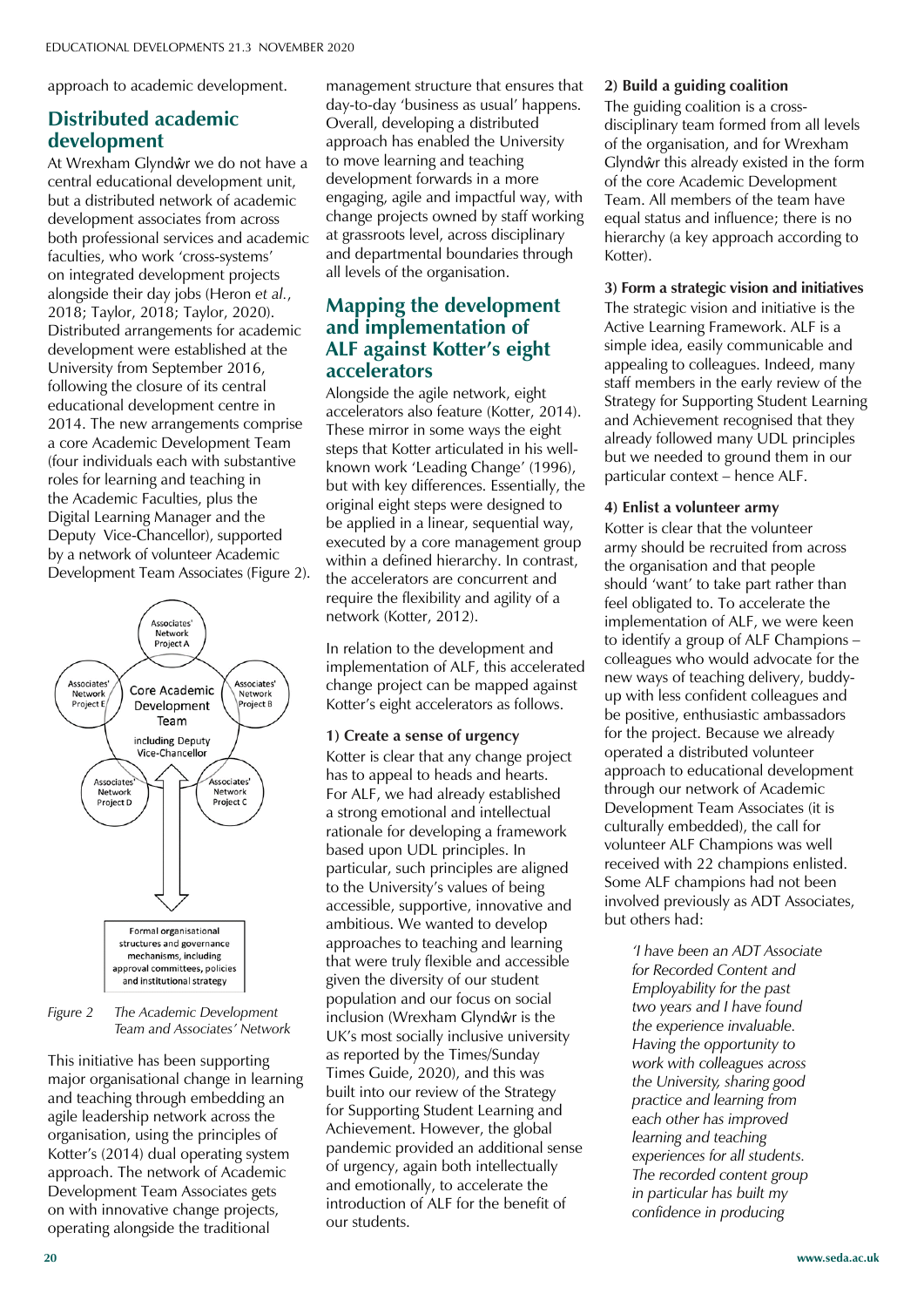approach to academic development.

## Distributed academic development

At Wrexham Glyndŵr we do not have a central educational development unit, but a distributed network of academic development associates from across both professional services and academic faculties, who work 'cross-systems' on integrated development projects alongside their day jobs (Heron *et al.*, 2018; Taylor, 2018; Taylor, 2020). Distributed arrangements for academic development were established at the University from September 2016, following the closure of its central educational development centre in 2014. The new arrangements comprise a core Academic Development Team (four individuals each with substantive roles for learning and teaching in the Academic Faculties, plus the Digital Learning Manager and the Deputy Vice-Chancellor), supported by a network of volunteer Academic Development Team Associates (Figure 2).

Associates' Network Project A

Associates' Network Project B

Associates' Network Project C

Associates' Network Project D

Associates' Network Project E

Core Academic Development Team including Deputy Vice-Chancellor

Formal organisational structures and governance mechanisms, including approval committees, policies and institutional strategy

*Figure 2 The Academic Development Team and Associates' Network*

This initiative has been supporting major organisational change in learning and teaching through embedding an agile leadership network across the organisation, using the principles of Kotter's (2014) dual operating system approach. The network of Academic Development Team Associates gets on with innovative change projects, operating alongside the traditional management structure that ensures that day-to-day 'business as usual' happens. Overall, developing a distributed approach has enabled the University to move learning and teaching development forwards in a more engaging, agile and impactful way, with change projects owned by staff working at grassroots level, across disciplinary and departmental boundaries through all levels of the organisation.

## Mapping the development and implementation of ALF against Kotter's eight accelerators

Alongside the agile network, eight accelerators also feature (Kotter, 2014). These mirror in some ways the eight steps that Kotter articulated in his well-known work 'Leading Change' (1996), but with key differences. Essentially, the original eight steps were designed to be applied in a linear, sequential way, executed by a core management group within a defined hierarchy. In contrast, the accelerators are concurrent and require the flexibility and agility of a network (Kotter, 2012).

In relation to the development and implementation of ALF, this accelerated change project can be mapped against Kotter's eight accelerators as follows.

**1) Create a sense of urgency**

Kotter is clear that any change project has to appeal to heads and hearts. For ALF, we had already established a strong emotional and intellectual rationale for developing a framework based upon UDL principles. In particular, such principles are aligned to the University's values of being accessible, supportive, innovative and ambitious. We wanted to develop approaches to teaching and learning that were truly flexible and accessible given the diversity of our student population and our focus on social inclusion (Wrexham Glyndŵr is the UK's most socially inclusive university as reported by the Times/Sunday Times Guide, 2020), and this was built into our review of the Strategy for Supporting Student Learning and Achievement. However, the global pandemic provided an additional sense of urgency, again both intellectually and emotionally, to accelerate the introduction of ALF for the benefit of our students.

**2) Build a guiding coalition**

The guiding coalition is a cross-disciplinary team formed from all levels of the organisation, and for Wrexham Glyndŵr this already existed in the form of the core Academic Development Team. All members of the team have equal status and influence; there is no hierarchy (a key approach according to Kotter).

**3) Form a strategic vision and initiatives**

The strategic vision and initiative is the Active Learning Framework. ALF is a simple idea, easily communicable and appealing to colleagues. Indeed, many staff members in the early review of the Strategy for Supporting Student Learning and Achievement recognised that they already followed many UDL principles but we needed to ground them in our particular context – hence ALF.

**4) Enlist a volunteer army**

Kotter is clear that the volunteer army should be recruited from across the organisation and that people should 'want' to take part rather than feel obligated to. To accelerate the implementation of ALF, we were keen to identify a group of ALF Champions – colleagues who would advocate for the new ways of teaching delivery, buddy-up with less confident colleagues and be positive, enthusiastic ambassadors for the project. Because we already operated a distributed volunteer approach to educational development through our network of Academic Development Team Associates (it is culturally embedded), the call for volunteer ALF Champions was well received with 22 champions enlisted. Some ALF champions had not been involved previously as ADT Associates, but others had:

> *'I have been an ADT Associate for Recorded Content and Employability for the past two years and I have found the experience invaluable. Having the opportunity to work with colleagues across the University, sharing good practice and learning from each other has improved learning and teaching experiences for all students. The recorded content group in particular has built my confidence in producing*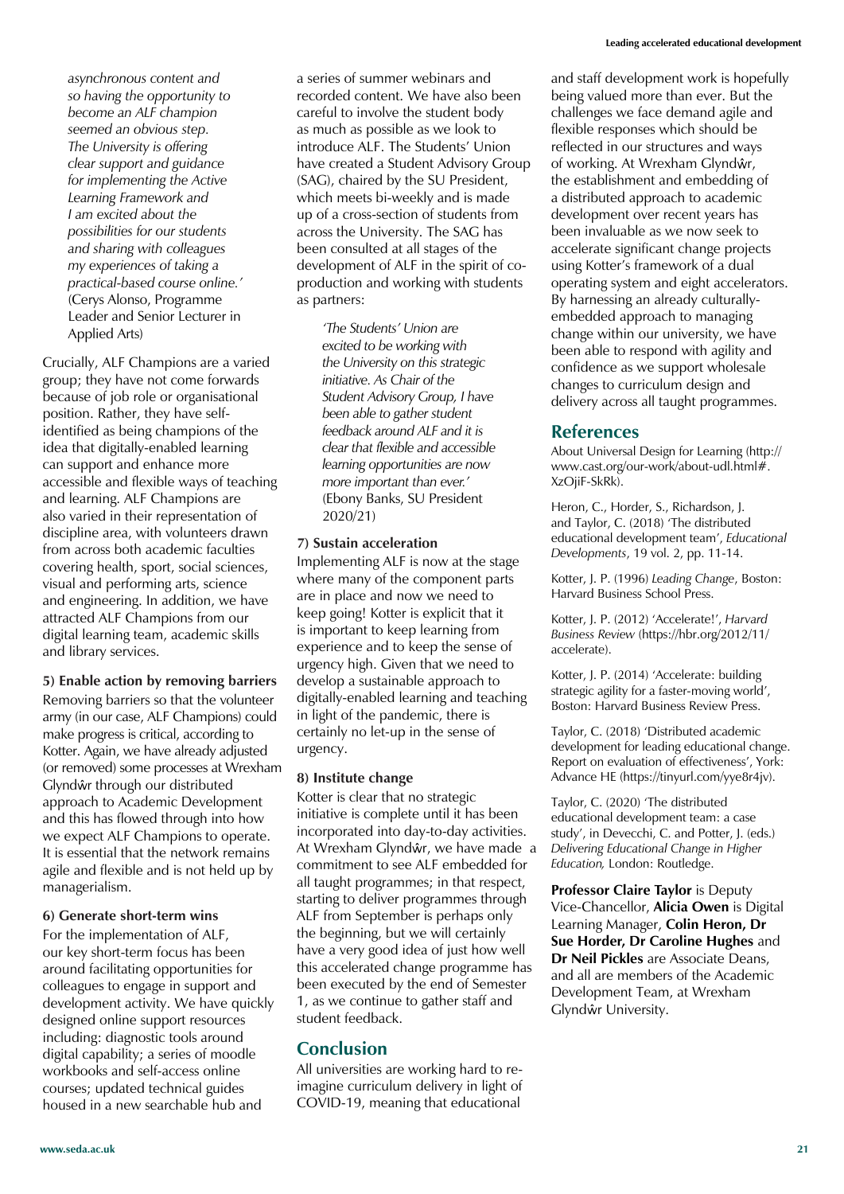*asynchronous content and so having the opportunity to become an ALF champion seemed an obvious step. The University is offering clear support and guidance for implementing the Active Learning Framework and I am excited about the possibilities for our students and sharing with colleagues my experiences of taking a practical-based course online.'* (Cerys Alonso, Programme Leader and Senior Lecturer in Applied Arts)

Crucially, ALF Champions are a varied group; they have not come forwards because of job role or organisational position. Rather, they have self-identified as being champions of the idea that digitally-enabled learning can support and enhance more accessible and flexible ways of teaching and learning. ALF Champions are also varied in their representation of discipline area, with volunteers drawn from across both academic faculties covering health, sport, social sciences, visual and performing arts, science and engineering. In addition, we have attracted ALF Champions from our digital learning team, academic skills and library services.

**5) Enable action by removing barriers**

Removing barriers so that the volunteer army (in our case, ALF Champions) could make progress is critical, according to Kotter. Again, we have already adjusted (or removed) some processes at Wrexham Glyndŵr through our distributed approach to Academic Development and this has flowed through into how we expect ALF Champions to operate. It is essential that the network remains agile and flexible and is not held up by managerialism.

**6) Generate short-term wins**

For the implementation of ALF, our key short-term focus has been around facilitating opportunities for colleagues to engage in support and development activity. We have quickly designed online support resources including: diagnostic tools around digital capability; a series of moodle workbooks and self-access online courses; updated technical guides housed in a new searchable hub and a series of summer webinars and recorded content. We have also been careful to involve the student body as much as possible as we look to introduce ALF. The Students' Union have created a Student Advisory Group (SAG), chaired by the SU President, which meets bi-weekly and is made up of a cross-section of students from across the University. The SAG has been consulted at all stages of the development of ALF in the spirit of co-production and working with students as partners:

> *'The Students' Union are excited to be working with the University on this strategic initiative. As Chair of the Student Advisory Group, I have been able to gather student feedback around ALF and it is clear that flexible and accessible learning opportunities are now more important than ever.'* (Ebony Banks, SU President 2020/21)

**7) Sustain acceleration**

Implementing ALF is now at the stage where many of the component parts are in place and now we need to keep going! Kotter is explicit that it is important to keep learning from experience and to keep the sense of urgency high. Given that we need to develop a sustainable approach to digitally-enabled learning and teaching in light of the pandemic, there is certainly no let-up in the sense of urgency.

**8) Institute change**

Kotter is clear that no strategic initiative is complete until it has been incorporated into day-to-day activities. At Wrexham Glyndŵr, we have made a commitment to see ALF embedded for all taught programmes; in that respect, starting to deliver programmes through ALF from September is perhaps only the beginning, but we will certainly have a very good idea of just how well this accelerated change programme has been executed by the end of Semester 1, as we continue to gather staff and student feedback.

## Conclusion

All universities are working hard to re-imagine curriculum delivery in light of COVID-19, meaning that educational and staff development work is hopefully being valued more than ever. But the challenges we face demand agile and flexible responses which should be reflected in our structures and ways of working. At Wrexham Glyndŵr, the establishment and embedding of a distributed approach to academic development over recent years has been invaluable as we now seek to accelerate significant change projects using Kotter's framework of a dual operating system and eight accelerators. By harnessing an already culturally-embedded approach to managing change within our university, we have been able to respond with agility and confidence as we support wholesale changes to curriculum design and delivery across all taught programmes.

## References

About Universal Design for Learning (http://www.cast.org/our-work/about-udl.html#.XzOjiF-SkRk).

Heron, C., Horder, S., Richardson, J. and Taylor, C. (2018) 'The distributed educational development team', *Educational Developments*, 19 vol. 2, pp. 11-14.

Kotter, J. P. (1996) *Leading Change*, Boston: Harvard Business School Press.

Kotter, J. P. (2012) 'Accelerate!', *Harvard Business Review* (https://hbr.org/2012/11/accelerate).

Kotter, J. P. (2014) 'Accelerate: building strategic agility for a faster-moving world', Boston: Harvard Business Review Press.

Taylor, C. (2018) 'Distributed academic development for leading educational change. Report on evaluation of effectiveness', York: Advance HE (https://tinyurl.com/yye8r4jv).

Taylor, C. (2020) 'The distributed educational development team: a case study', in Devecchi, C. and Potter, J. (eds.) *Delivering Educational Change in Higher Education,* London: Routledge.

**Professor Claire Taylor** is Deputy Vice-Chancellor, **Alicia Owen** is Digital Learning Manager, **Colin Heron, Dr Sue Horder, Dr Caroline Hughes** and **Dr Neil Pickles** are Associate Deans, and all are members of the Academic Development Team, at Wrexham Glyndŵr University.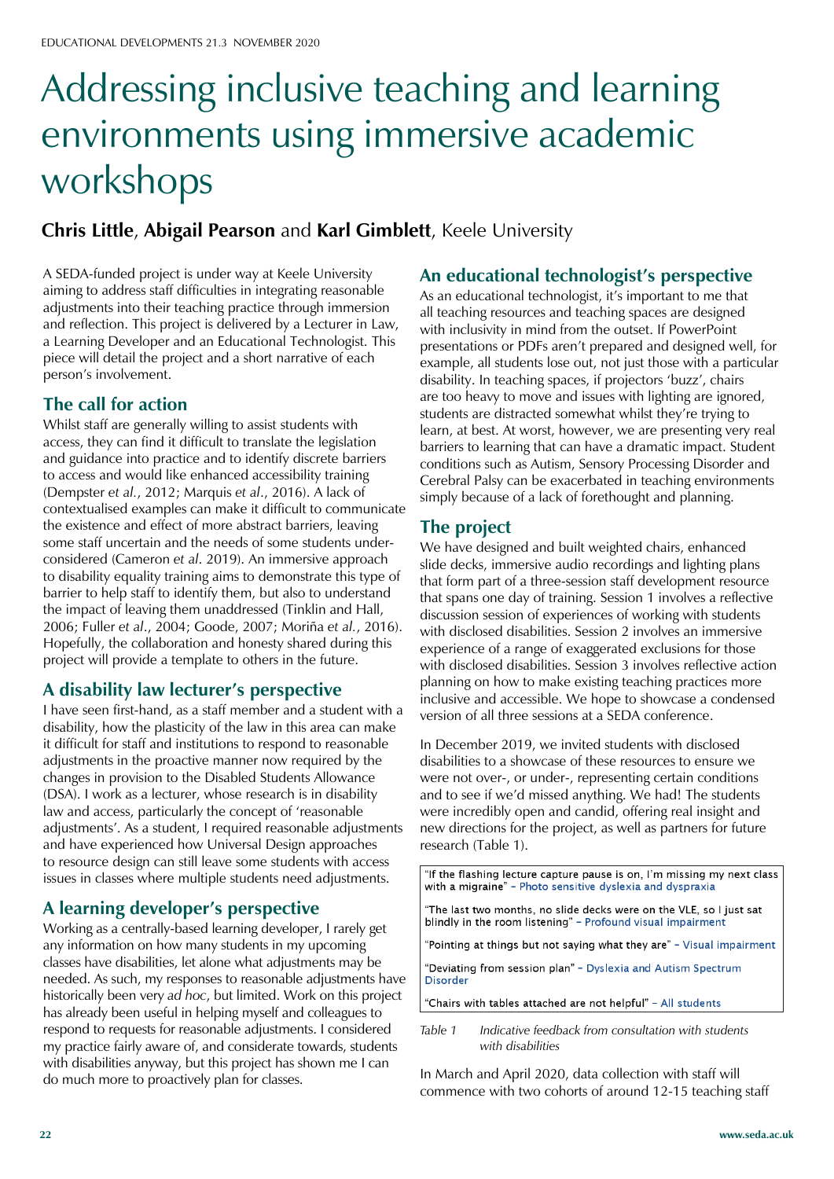# Addressing inclusive teaching and learning environments using immersive academic workshops

**Chris Little**, **Abigail Pearson** and **Karl Gimblett**, Keele University

A SEDA-funded project is under way at Keele University aiming to address staff difficulties in integrating reasonable adjustments into their teaching practice through immersion and reflection. This project is delivered by a Lecturer in Law, a Learning Developer and an Educational Technologist. This piece will detail the project and a short narrative of each person's involvement.

## The call for action

Whilst staff are generally willing to assist students with access, they can find it difficult to translate the legislation and guidance into practice and to identify discrete barriers to access and would like enhanced accessibility training (Dempster *et al.*, 2012; Marquis *et al*., 2016). A lack of contextualised examples can make it difficult to communicate the existence and effect of more abstract barriers, leaving some staff uncertain and the needs of some students under-considered (Cameron *et al*. 2019). An immersive approach to disability equality training aims to demonstrate this type of barrier to help staff to identify them, but also to understand the impact of leaving them unaddressed (Tinklin and Hall, 2006; Fuller *et al*., 2004; Goode, 2007; Moriña *et al.*, 2016). Hopefully, the collaboration and honesty shared during this project will provide a template to others in the future.

## A disability law lecturer's perspective

I have seen first-hand, as a staff member and a student with a disability, how the plasticity of the law in this area can make it difficult for staff and institutions to respond to reasonable adjustments in the proactive manner now required by the changes in provision to the Disabled Students Allowance (DSA). I work as a lecturer, whose research is in disability law and access, particularly the concept of 'reasonable adjustments'. As a student, I required reasonable adjustments and have experienced how Universal Design approaches to resource design can still leave some students with access issues in classes where multiple students need adjustments.

## A learning developer's perspective

Working as a centrally-based learning developer, I rarely get any information on how many students in my upcoming classes have disabilities, let alone what adjustments may be needed. As such, my responses to reasonable adjustments have historically been very *ad hoc*, but limited. Work on this project has already been useful in helping myself and colleagues to respond to requests for reasonable adjustments. I considered my practice fairly aware of, and considerate towards, students with disabilities anyway, but this project has shown me I can do much more to proactively plan for classes.

## An educational technologist's perspective

As an educational technologist, it's important to me that all teaching resources and teaching spaces are designed with inclusivity in mind from the outset. If PowerPoint presentations or PDFs aren't prepared and designed well, for example, all students lose out, not just those with a particular disability. In teaching spaces, if projectors 'buzz', chairs are too heavy to move and issues with lighting are ignored, students are distracted somewhat whilst they're trying to learn, at best. At worst, however, we are presenting very real barriers to learning that can have a dramatic impact. Student conditions such as Autism, Sensory Processing Disorder and Cerebral Palsy can be exacerbated in teaching environments simply because of a lack of forethought and planning.

## The project

We have designed and built weighted chairs, enhanced slide decks, immersive audio recordings and lighting plans that form part of a three-session staff development resource that spans one day of training. Session 1 involves a reflective discussion session of experiences of working with students with disclosed disabilities. Session 2 involves an immersive experience of a range of exaggerated exclusions for those with disclosed disabilities. Session 3 involves reflective action planning on how to make existing teaching practices more inclusive and accessible. We hope to showcase a condensed version of all three sessions at a SEDA conference.

In December 2019, we invited students with disclosed disabilities to a showcase of these resources to ensure we were not over-, or under-, representing certain conditions and to see if we'd missed anything. We had! The students were incredibly open and candid, offering real insight and new directions for the project, as well as partners for future research (Table 1).

| |
|---|
| "If the flashing lecture capture pause is on, I'm missing my next class with a migraine" – Photo sensitive dyslexia and dyspraxia |
| "The last two months, no slide decks were on the VLE, so I just sat blindly in the room listening" – Profound visual impairment |
| "Pointing at things but not saying what they are" – Visual impairment |
| "Deviating from session plan" – Dyslexia and Autism Spectrum Disorder |
| "Chairs with tables attached are not helpful" – All students |

*Table 1 Indicative feedback from consultation with students with disabilities*

In March and April 2020, data collection with staff will commence with two cohorts of around 12-15 teaching staff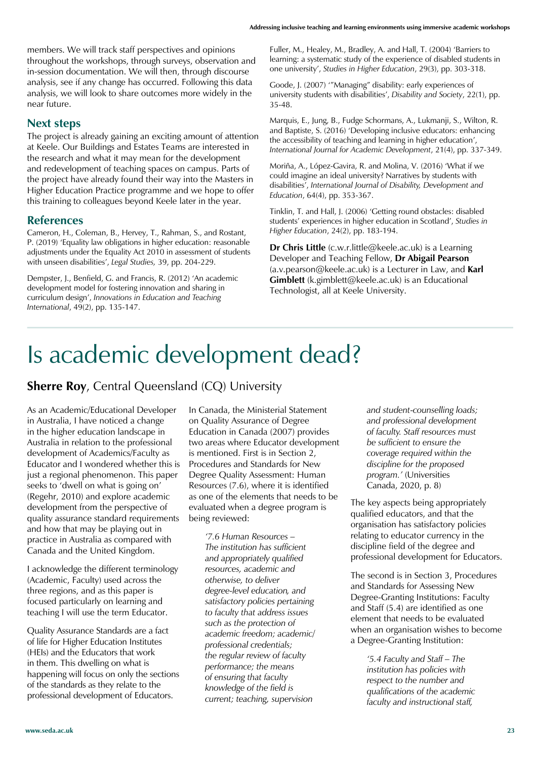members. We will track staff perspectives and opinions throughout the workshops, through surveys, observation and in-session documentation. We will then, through discourse analysis, see if any change has occurred. Following this data analysis, we will look to share outcomes more widely in the near future.

## Next steps

The project is already gaining an exciting amount of attention at Keele. Our Buildings and Estates Teams are interested in the research and what it may mean for the development and redevelopment of teaching spaces on campus. Parts of the project have already found their way into the Masters in Higher Education Practice programme and we hope to offer this training to colleagues beyond Keele later in the year.

## References

Cameron, H., Coleman, B., Hervey, T., Rahman, S., and Rostant, P. (2019) 'Equality law obligations in higher education: reasonable adjustments under the Equality Act 2010 in assessment of students with unseen disabilities', *Legal Studies,* 39, pp. 204-229.

Dempster, J., Benfield, G. and Francis, R. (2012) 'An academic development model for fostering innovation and sharing in curriculum design', *Innovations in Education and Teaching International*, 49(2), pp. 135-147.

Fuller, M., Healey, M., Bradley, A. and Hall, T. (2004) 'Barriers to learning: a systematic study of the experience of disabled students in one university', *Studies in Higher Education*, 29(3), pp. 303-318.

Goode, J. (2007) '"Managing" disability: early experiences of university students with disabilities', *Disability and Society*, 22(1), pp. 35-48.

Marquis, E., Jung, B., Fudge Schormans, A., Lukmanji, S., Wilton, R. and Baptiste, S. (2016) 'Developing inclusive educators: enhancing the accessibility of teaching and learning in higher education', *International Journal for Academic Development*, 21(4), pp. 337-349.

Moriña, A., López-Gavira, R. and Molina, V. (2016) 'What if we could imagine an ideal university? Narratives by students with disabilities', *International Journal of Disability, Development and Education*, 64(4), pp. 353-367.

Tinklin, T. and Hall, J. (2006) 'Getting round obstacles: disabled students' experiences in higher education in Scotland', *Studies in Higher Education*, 24(2), pp. 183-194.

**Dr Chris Little** (c.w.r.little@keele.ac.uk) is a Learning Developer and Teaching Fellow, **Dr Abigail Pearson** (a.v.pearson@keele.ac.uk) is a Lecturer in Law, and **Karl Gimblett** (k.gimblett@keele.ac.uk) is an Educational Technologist, all at Keele University.

# Is academic development dead?

**Sherre Roy**, Central Queensland (CQ) University

As an Academic/Educational Developer in Australia, I have noticed a change in the higher education landscape in Australia in relation to the professional development of Academics/Faculty as Educator and I wondered whether this is just a regional phenomenon. This paper seeks to 'dwell on what is going on' (Regehr, 2010) and explore academic development from the perspective of quality assurance standard requirements and how that may be playing out in practice in Australia as compared with Canada and the United Kingdom.

I acknowledge the different terminology (Academic, Faculty) used across the three regions, and as this paper is focused particularly on learning and teaching I will use the term Educator.

Quality Assurance Standards are a fact of life for Higher Education Institutes (HEIs) and the Educators that work in them. This dwelling on what is happening will focus on only the sections of the standards as they relate to the professional development of Educators.

In Canada, the Ministerial Statement on Quality Assurance of Degree Education in Canada (2007) provides two areas where Educator development is mentioned. First is in Section 2, Procedures and Standards for New Degree Quality Assessment: Human Resources (7.6), where it is identified as one of the elements that needs to be evaluated when a degree program is being reviewed:

> *'7.6 Human Resources – The institution has sufficient and appropriately qualified resources, academic and otherwise, to deliver degree-level education, and satisfactory policies pertaining to faculty that address issues such as the protection of academic freedom; academic/professional credentials; the regular review of faculty performance; the means of ensuring that faculty knowledge of the field is current; teaching, supervision and student-counselling loads; and professional development of faculty. Staff resources must be sufficient to ensure the coverage required within the discipline for the proposed program.'* (Universities Canada, 2020, p. 8)

The key aspects being appropriately qualified educators, and that the organisation has satisfactory policies relating to educator currency in the discipline field of the degree and professional development for Educators.

The second is in Section 3, Procedures and Standards for Assessing New Degree-Granting Institutions: Faculty and Staff (5.4) are identified as one element that needs to be evaluated when an organisation wishes to become a Degree-Granting Institution:

> *'5.4 Faculty and Staff – The institution has policies with respect to the number and qualifications of the academic faculty and instructional staff,*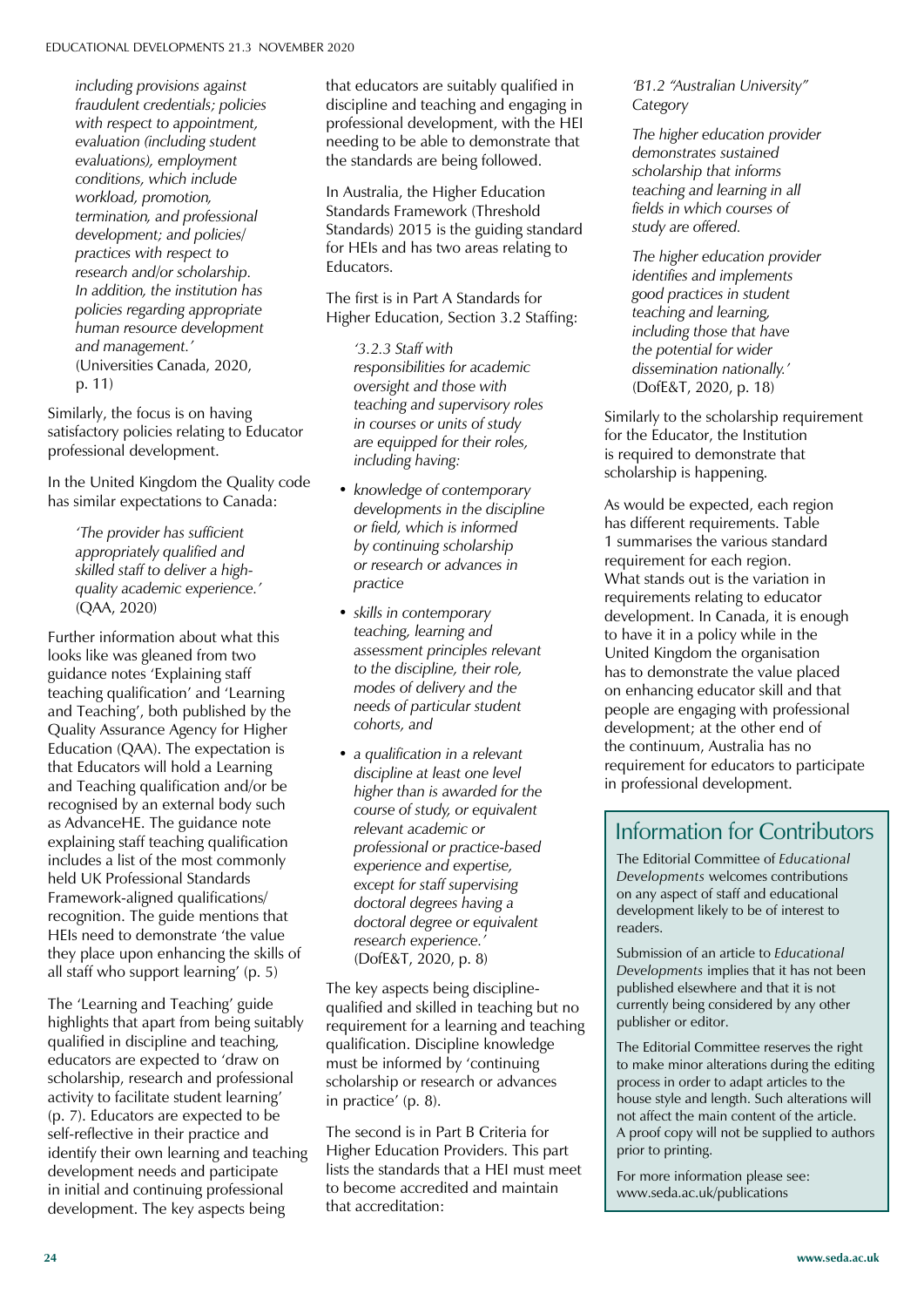*including provisions against fraudulent credentials; policies with respect to appointment, evaluation (including student evaluations), employment conditions, which include workload, promotion, termination, and professional development; and policies/practices with respect to research and/or scholarship. In addition, the institution has policies regarding appropriate human resource development and management.'* (Universities Canada, 2020, p. 11)

Similarly, the focus is on having satisfactory policies relating to Educator professional development.

In the United Kingdom the Quality code has similar expectations to Canada:

> *'The provider has sufficient appropriately qualified and skilled staff to deliver a high-quality academic experience.'* (QAA, 2020)

Further information about what this looks like was gleaned from two guidance notes 'Explaining staff teaching qualification' and 'Learning and Teaching', both published by the Quality Assurance Agency for Higher Education (QAA). The expectation is that Educators will hold a Learning and Teaching qualification and/or be recognised by an external body such as AdvanceHE. The guidance note explaining staff teaching qualification includes a list of the most commonly held UK Professional Standards Framework-aligned qualifications/recognition. The guide mentions that HEIs need to demonstrate 'the value they place upon enhancing the skills of all staff who support learning' (p. 5)

The 'Learning and Teaching' guide highlights that apart from being suitably qualified in discipline and teaching, educators are expected to 'draw on scholarship, research and professional activity to facilitate student learning' (p. 7). Educators are expected to be self-reflective in their practice and identify their own learning and teaching development needs and participate in initial and continuing professional development. The key aspects being that educators are suitably qualified in discipline and teaching and engaging in professional development, with the HEI needing to be able to demonstrate that the standards are being followed.

In Australia, the Higher Education Standards Framework (Threshold Standards) 2015 is the guiding standard for HEIs and has two areas relating to Educators.

The first is in Part A Standards for Higher Education, Section 3.2 Staffing:

> *'3.2.3 Staff with responsibilities for academic oversight and those with teaching and supervisory roles in courses or units of study are equipped for their roles, including having:*
>
> - *knowledge of contemporary developments in the discipline or field, which is informed by continuing scholarship or research or advances in practice*
> - *skills in contemporary teaching, learning and assessment principles relevant to the discipline, their role, modes of delivery and the needs of particular student cohorts, and*
> - *a qualification in a relevant discipline at least one level higher than is awarded for the course of study, or equivalent relevant academic or professional or practice-based experience and expertise, except for staff supervising doctoral degrees having a doctoral degree or equivalent research experience.'* (DofE&T, 2020, p. 8)

The key aspects being discipline-qualified and skilled in teaching but no requirement for a learning and teaching qualification. Discipline knowledge must be informed by 'continuing scholarship or research or advances in practice' (p. 8).

The second is in Part B Criteria for Higher Education Providers. This part lists the standards that a HEI must meet to become accredited and maintain that accreditation:

> *'B1.2 "Australian University" Category*
>
> *The higher education provider demonstrates sustained scholarship that informs teaching and learning in all fields in which courses of study are offered.*
>
> *The higher education provider identifies and implements good practices in student teaching and learning, including those that have the potential for wider dissemination nationally.'* (DofE&T, 2020, p. 18)

Similarly to the scholarship requirement for the Educator, the Institution is required to demonstrate that scholarship is happening.

As would be expected, each region has different requirements. Table 1 summarises the various standard requirement for each region. What stands out is the variation in requirements relating to educator development. In Canada, it is enough to have it in a policy while in the United Kingdom the organisation has to demonstrate the value placed on enhancing educator skill and that people are engaging with professional development; at the other end of the continuum, Australia has no requirement for educators to participate in professional development.

## Information for Contributors

The Editorial Committee of *Educational Developments* welcomes contributions on any aspect of staff and educational development likely to be of interest to readers.

Submission of an article to *Educational Developments* implies that it has not been published elsewhere and that it is not currently being considered by any other publisher or editor.

The Editorial Committee reserves the right to make minor alterations during the editing process in order to adapt articles to the house style and length. Such alterations will not affect the main content of the article. A proof copy will not be supplied to authors prior to printing.

For more information please see: www.seda.ac.uk/publications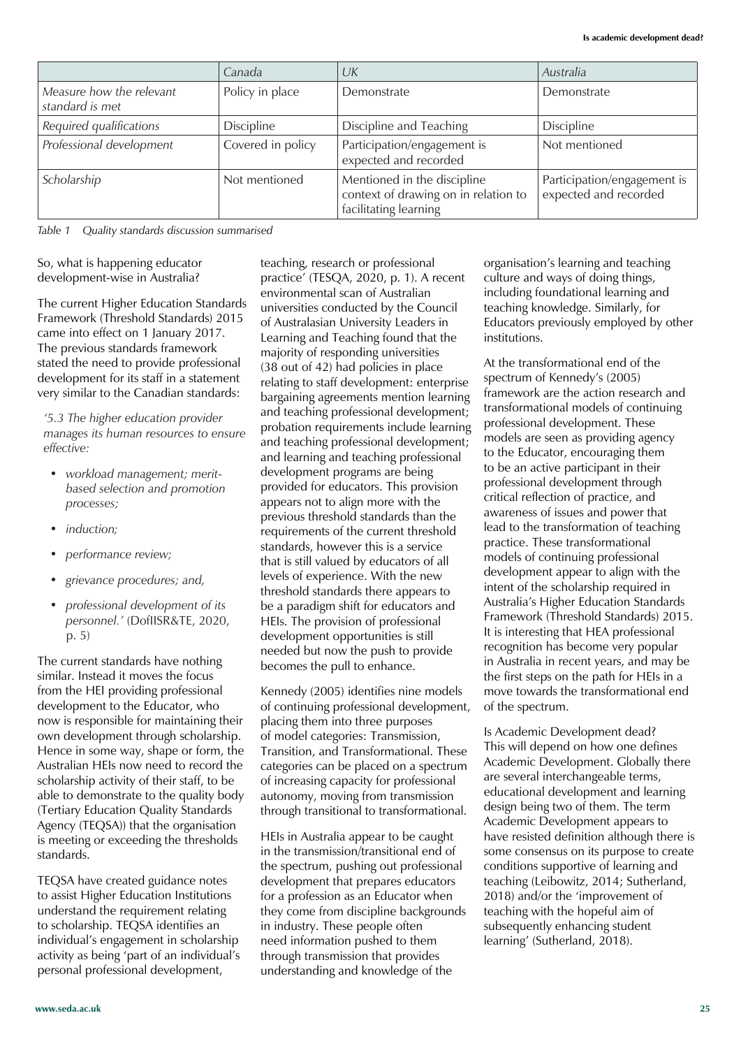| | Canada | UK | Australia |
|---|---|---|---|
| *Measure how the relevant standard is met* | Policy in place | Demonstrate | Demonstrate |
| *Required qualifications* | Discipline | Discipline and Teaching | Discipline |
| *Professional development* | Covered in policy | Participation/engagement is expected and recorded | Not mentioned |
| *Scholarship* | Not mentioned | Mentioned in the discipline context of drawing on in relation to facilitating learning | Participation/engagement is expected and recorded |

*Table 1 Quality standards discussion summarised*

So, what is happening educator development-wise in Australia?

The current Higher Education Standards Framework (Threshold Standards) 2015 came into effect on 1 January 2017. The previous standards framework stated the need to provide professional development for its staff in a statement very similar to the Canadian standards:

> *'5.3 The higher education provider manages its human resources to ensure effective:*
>
> - *workload management; merit-based selection and promotion processes;*
> - *induction;*
> - *performance review;*
> - *grievance procedures; and,*
> - *professional development of its personnel.'* (DofIISR&TE, 2020, p. 5)

The current standards have nothing similar. Instead it moves the focus from the HEI providing professional development to the Educator, who now is responsible for maintaining their own development through scholarship. Hence in some way, shape or form, the Australian HEIs now need to record the scholarship activity of their staff, to be able to demonstrate to the quality body (Tertiary Education Quality Standards Agency (TEQSA)) that the organisation is meeting or exceeding the thresholds standards.

TEQSA have created guidance notes to assist Higher Education Institutions understand the requirement relating to scholarship. TEQSA identifies an individual's engagement in scholarship activity as being 'part of an individual's personal professional development, teaching, research or professional practice' (TESQA, 2020, p. 1). A recent environmental scan of Australian universities conducted by the Council of Australasian University Leaders in Learning and Teaching found that the majority of responding universities (38 out of 42) had policies in place relating to staff development: enterprise bargaining agreements mention learning and teaching professional development; probation requirements include learning and teaching professional development; and learning and teaching professional development programs are being provided for educators. This provision appears not to align more with the previous threshold standards than the requirements of the current threshold standards, however this is a service that is still valued by educators of all levels of experience. With the new threshold standards there appears to be a paradigm shift for educators and HEIs. The provision of professional development opportunities is still needed but now the push to provide becomes the pull to enhance.

Kennedy (2005) identifies nine models of continuing professional development, placing them into three purposes of model categories: Transmission, Transition, and Transformational. These categories can be placed on a spectrum of increasing capacity for professional autonomy, moving from transmission through transitional to transformational.

HEIs in Australia appear to be caught in the transmission/transitional end of the spectrum, pushing out professional development that prepares educators for a profession as an Educator when they come from discipline backgrounds in industry. These people often need information pushed to them through transmission that provides understanding and knowledge of the organisation's learning and teaching culture and ways of doing things, including foundational learning and teaching knowledge. Similarly, for Educators previously employed by other institutions.

At the transformational end of the spectrum of Kennedy's (2005) framework are the action research and transformational models of continuing professional development. These models are seen as providing agency to the Educator, encouraging them to be an active participant in their professional development through critical reflection of practice, and awareness of issues and power that lead to the transformation of teaching practice. These transformational models of continuing professional development appear to align with the intent of the scholarship required in Australia's Higher Education Standards Framework (Threshold Standards) 2015. It is interesting that HEA professional recognition has become very popular in Australia in recent years, and may be the first steps on the path for HEIs in a move towards the transformational end of the spectrum.

Is Academic Development dead? This will depend on how one defines Academic Development. Globally there are several interchangeable terms, educational development and learning design being two of them. The term Academic Development appears to have resisted definition although there is some consensus on its purpose to create conditions supportive of learning and teaching (Leibowitz, 2014; Sutherland, 2018) and/or the 'improvement of teaching with the hopeful aim of subsequently enhancing student learning' (Sutherland, 2018).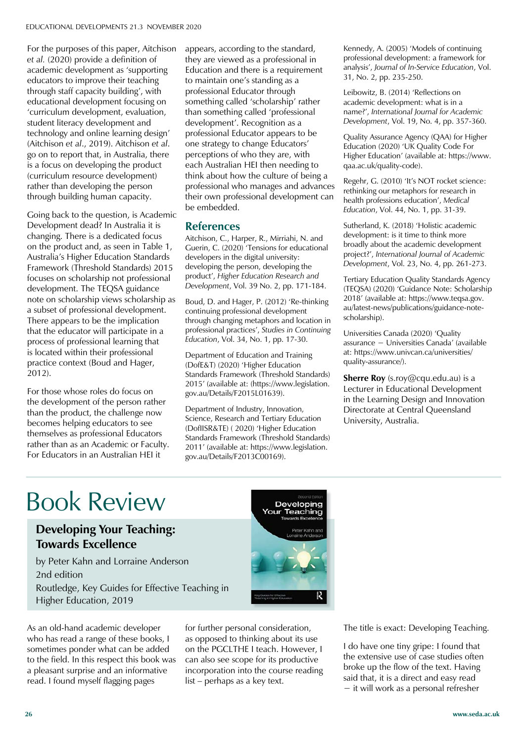For the purposes of this paper, Aitchison *et al.* (2020) provide a definition of academic development as 'supporting educators to improve their teaching through staff capacity building', with educational development focusing on 'curriculum development, evaluation, student literacy development and technology and online learning design' (Aitchison *et al*., 2019). Aitchison *et al*. go on to report that, in Australia, there is a focus on developing the product (curriculum resource development) rather than developing the person through building human capacity.

Going back to the question, is Academic Development dead? In Australia it is changing. There is a dedicated focus on the product and, as seen in Table 1, Australia's Higher Education Standards Framework (Threshold Standards) 2015 focuses on scholarship not professional development. The TEQSA guidance note on scholarship views scholarship as a subset of professional development. There appears to be the implication that the educator will participate in a process of professional learning that is located within their professional practice context (Boud and Hager, 2012).

For those whose roles do focus on the development of the person rather than the product, the challenge now becomes helping educators to see themselves as professional Educators rather than as an Academic or Faculty. For Educators in an Australian HEI it appears, according to the standard, they are viewed as a professional in Education and there is a requirement to maintain one's standing as a professional Educator through something called 'scholarship' rather than something called 'professional development'. Recognition as a professional Educator appears to be one strategy to change Educators' perceptions of who they are, with each Australian HEI then needing to think about how the culture of being a professional who manages and advances their own professional development can be embedded.

## References

Aitchison, C., Harper, R., Mirriahi, N. and Guerin, C. (2020) 'Tensions for educational developers in the digital university: developing the person, developing the product', *Higher Education Research and Development*, Vol. 39 No. 2, pp. 171-184.

Boud, D. and Hager, P. (2012) 'Re-thinking continuing professional development through changing metaphors and location in professional practices', *Studies in Continuing Education*, Vol. 34, No. 1, pp. 17-30.

Department of Education and Training (DofE&T) (2020) 'Higher Education Standards Framework (Threshold Standards) 2015' (available at: (https://www.legislation.gov.au/Details/F2015L01639).

Department of Industry, Innovation, Science, Research and Tertiary Education (DofIISR&TE) ( 2020) 'Higher Education Standards Framework (Threshold Standards) 2011' (available at: https://www.legislation.gov.au/Details/F2013C00169).

Kennedy, A. (2005) 'Models of continuing professional development: a framework for analysis', *Journal of In-Service Education*, Vol. 31, No. 2, pp. 235-250.

Leibowitz, B. (2014) 'Reflections on academic development: what is in a name?', *International Journal for Academic Development*, Vol. 19, No. 4, pp. 357-360.

Quality Assurance Agency (QAA) for Higher Education (2020) 'UK Quality Code For Higher Education' (available at: https://www.qaa.ac.uk/quality-code).

Regehr, G. (2010) 'It's NOT rocket science: rethinking our metaphors for research in health professions education', *Medical Education*, Vol. 44, No. 1, pp. 31-39.

Sutherland, K. (2018) 'Holistic academic development: is it time to think more broadly about the academic development project?', *International Journal of Academic Development*, Vol. 23, No. 4, pp. 261-273.

Tertiary Education Quality Standards Agency (TEQSA) (2020) 'Guidance Note: Scholarship 2018' (available at: https://www.teqsa.gov.au/latest-news/publications/guidance-note-scholarship).

Universities Canada (2020) 'Quality assurance – Universities Canada' (available at: https://www.univcan.ca/universities/quality-assurance/).

**Sherre Roy** (s.roy@cqu.edu.au) is a Lecturer in Educational Development in the Learning Design and Innovation Directorate at Central Queensland University, Australia.

# Book Review

## Developing Your Teaching: Towards Excellence

by Peter Kahn and Lorraine Anderson
2nd edition
Routledge, Key Guides for Effective Teaching in Higher Education, 2019

As an old-hand academic developer who has read a range of these books, I sometimes ponder what can be added to the field. In this respect this book was a pleasant surprise and an informative read. I found myself flagging pages for further personal consideration, as opposed to thinking about its use on the PGCLTHE I teach. However, I can also see scope for its productive incorporation into the course reading list – perhaps as a key text.

The title is exact: Developing Teaching.

I do have one tiny gripe: I found that the extensive use of case studies often broke up the flow of the text. Having said that, it is a direct and easy read – it will work as a personal refresher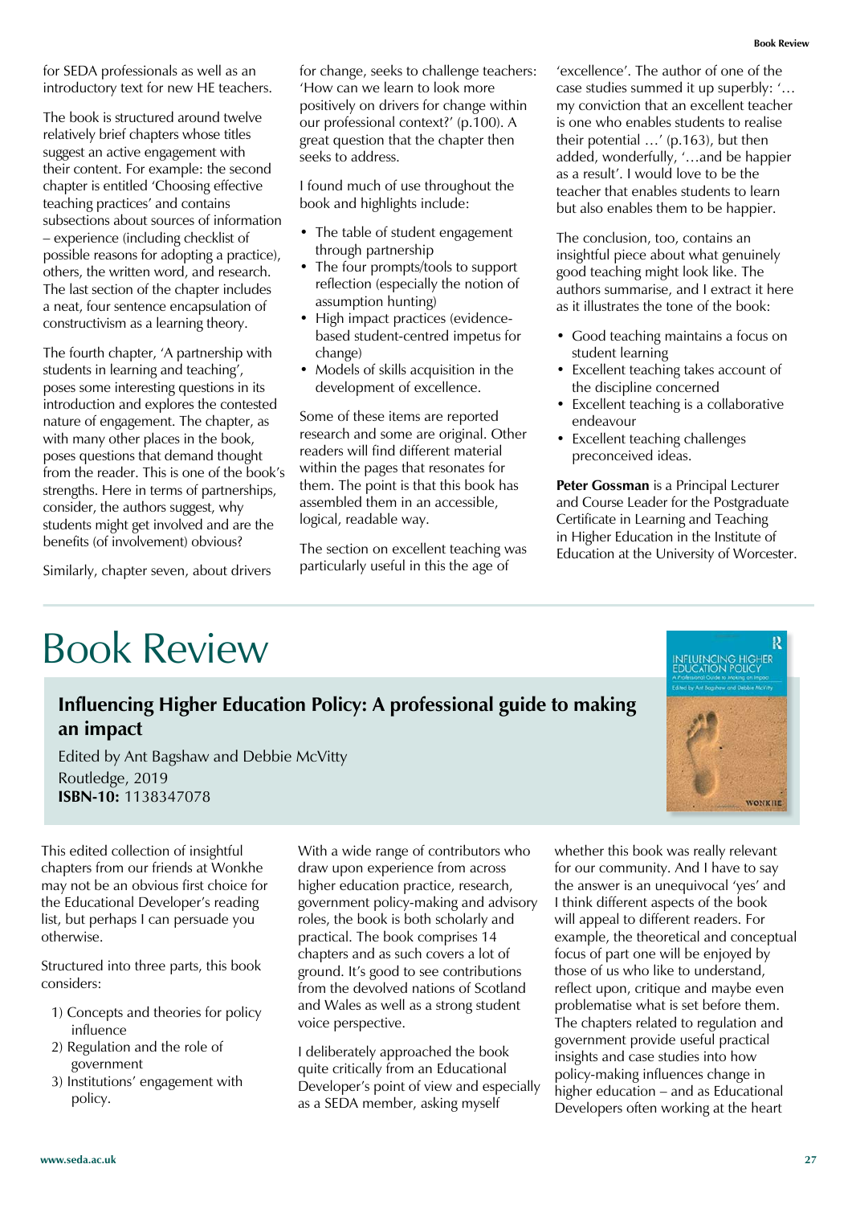for SEDA professionals as well as an introductory text for new HE teachers.

The book is structured around twelve relatively brief chapters whose titles suggest an active engagement with their content. For example: the second chapter is entitled 'Choosing effective teaching practices' and contains subsections about sources of information – experience (including checklist of possible reasons for adopting a practice), others, the written word, and research. The last section of the chapter includes a neat, four sentence encapsulation of constructivism as a learning theory.

The fourth chapter, 'A partnership with students in learning and teaching', poses some interesting questions in its introduction and explores the contested nature of engagement. The chapter, as with many other places in the book, poses questions that demand thought from the reader. This is one of the book's strengths. Here in terms of partnerships, consider, the authors suggest, why students might get involved and are the benefits (of involvement) obvious?

Similarly, chapter seven, about drivers for change, seeks to challenge teachers: 'How can we learn to look more positively on drivers for change within our professional context?' (p.100). A great question that the chapter then seeks to address.

I found much of use throughout the book and highlights include:

- The table of student engagement through partnership
- The four prompts/tools to support reflection (especially the notion of assumption hunting)
- High impact practices (evidence-based student-centred impetus for change)
- Models of skills acquisition in the development of excellence.

Some of these items are reported research and some are original. Other readers will find different material within the pages that resonates for them. The point is that this book has assembled them in an accessible, logical, readable way.

The section on excellent teaching was particularly useful in this the age of 'excellence'. The author of one of the case studies summed it up superbly: '…my conviction that an excellent teacher is one who enables students to realise their potential …' (p.163), but then added, wonderfully, '…and be happier as a result'. I would love to be the teacher that enables students to learn but also enables them to be happier.

The conclusion, too, contains an insightful piece about what genuinely good teaching might look like. The authors summarise, and I extract it here as it illustrates the tone of the book:

- Good teaching maintains a focus on student learning
- Excellent teaching takes account of the discipline concerned
- Excellent teaching is a collaborative endeavour
- Excellent teaching challenges preconceived ideas.

**Peter Gossman** is a Principal Lecturer and Course Leader for the Postgraduate Certificate in Learning and Teaching in Higher Education in the Institute of Education at the University of Worcester.

# Book Review

## Influencing Higher Education Policy: A professional guide to making an impact

Edited by Ant Bagshaw and Debbie McVitty
Routledge, 2019
**ISBN-10:** 1138347078

This edited collection of insightful chapters from our friends at Wonkhe may not be an obvious first choice for the Educational Developer's reading list, but perhaps I can persuade you otherwise.

Structured into three parts, this book considers:

1) Concepts and theories for policy influence
2) Regulation and the role of government
3) Institutions' engagement with policy.

With a wide range of contributors who draw upon experience from across higher education practice, research, government policy-making and advisory roles, the book is both scholarly and practical. The book comprises 14 chapters and as such covers a lot of ground. It's good to see contributions from the devolved nations of Scotland and Wales as well as a strong student voice perspective.

I deliberately approached the book quite critically from an Educational Developer's point of view and especially as a SEDA member, asking myself whether this book was really relevant for our community. And I have to say the answer is an unequivocal 'yes' and I think different aspects of the book will appeal to different readers. For example, the theoretical and conceptual focus of part one will be enjoyed by those of us who like to understand, reflect upon, critique and maybe even problematise what is set before them. The chapters related to regulation and government provide useful practical insights and case studies into how policy-making influences change in higher education – and as Educational Developers often working at the heart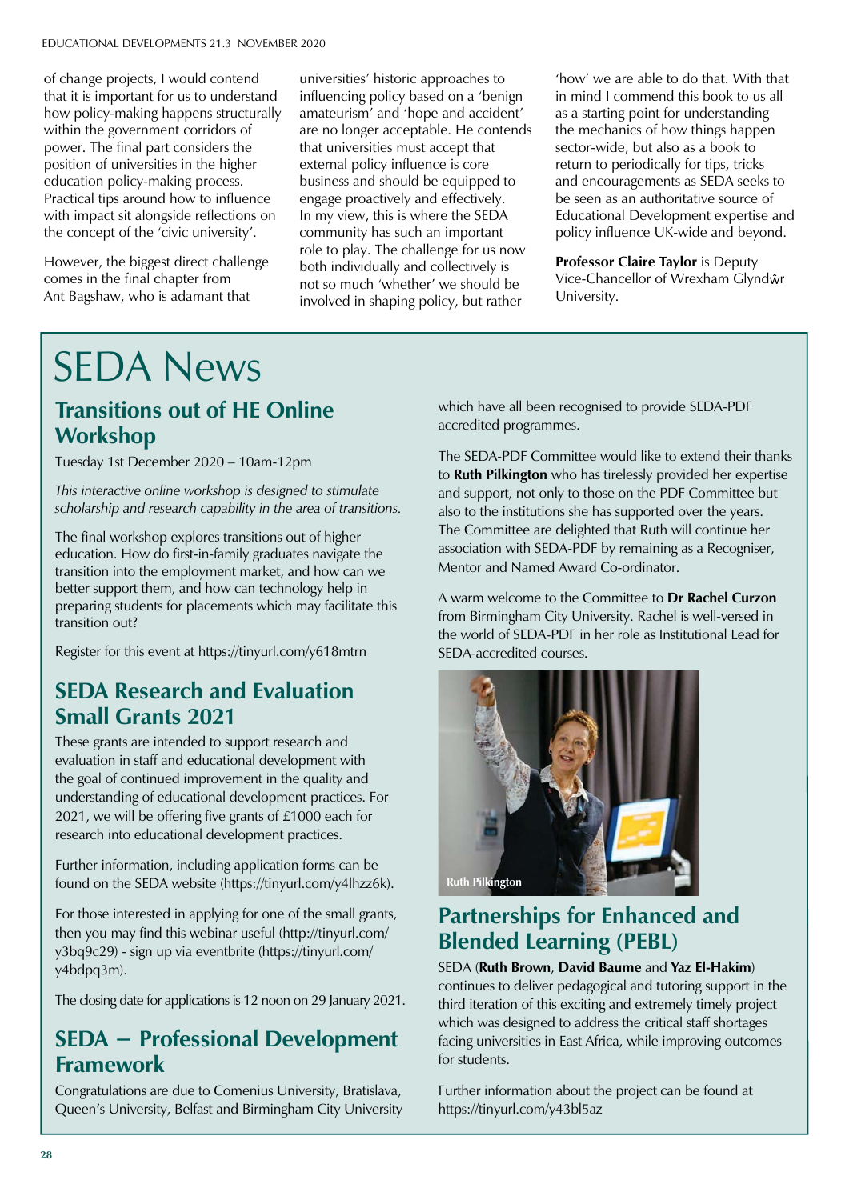of change projects, I would contend that it is important for us to understand how policy-making happens structurally within the government corridors of power. The final part considers the position of universities in the higher education policy-making process. Practical tips around how to influence with impact sit alongside reflections on the concept of the 'civic university'.

However, the biggest direct challenge comes in the final chapter from Ant Bagshaw, who is adamant that universities' historic approaches to influencing policy based on a 'benign amateurism' and 'hope and accident' are no longer acceptable. He contends that universities must accept that external policy influence is core business and should be equipped to engage proactively and effectively. In my view, this is where the SEDA community has such an important role to play. The challenge for us now both individually and collectively is not so much 'whether' we should be involved in shaping policy, but rather 'how' we are able to do that. With that in mind I commend this book to us all as a starting point for understanding the mechanics of how things happen sector-wide, but also as a book to return to periodically for tips, tricks and encouragements as SEDA seeks to be seen as an authoritative source of Educational Development expertise and policy influence UK-wide and beyond.

**Professor Claire Taylor** is Deputy Vice-Chancellor of Wrexham Glyndŵr University.

# SEDA News

## Transitions out of HE Online Workshop

Tuesday 1st December 2020 – 10am-12pm

*This interactive online workshop is designed to stimulate scholarship and research capability in the area of transitions.*

The final workshop explores transitions out of higher education. How do first-in-family graduates navigate the transition into the employment market, and how can we better support them, and how can technology help in preparing students for placements which may facilitate this transition out?

Register for this event at https://tinyurl.com/y618mtrn

## SEDA Research and Evaluation Small Grants 2021

These grants are intended to support research and evaluation in staff and educational development with the goal of continued improvement in the quality and understanding of educational development practices. For 2021, we will be offering five grants of £1000 each for research into educational development practices.

Further information, including application forms can be found on the SEDA website (https://tinyurl.com/y4lhzz6k).

For those interested in applying for one of the small grants, then you may find this webinar useful (http://tinyurl.com/y3bq9c29) - sign up via eventbrite (https://tinyurl.com/y4bdpq3m).

The closing date for applications is 12 noon on 29 January 2021.

## SEDA – Professional Development Framework

Congratulations are due to Comenius University, Bratislava, Queen's University, Belfast and Birmingham City University which have all been recognised to provide SEDA-PDF accredited programmes.

The SEDA-PDF Committee would like to extend their thanks to **Ruth Pilkington** who has tirelessly provided her expertise and support, not only to those on the PDF Committee but also to the institutions she has supported over the years. The Committee are delighted that Ruth will continue her association with SEDA-PDF by remaining as a Recogniser, Mentor and Named Award Co-ordinator.

A warm welcome to the Committee to **Dr Rachel Curzon** from Birmingham City University. Rachel is well-versed in the world of SEDA-PDF in her role as Institutional Lead for SEDA-accredited courses.

Ruth Pilkington

## Partnerships for Enhanced and Blended Learning (PEBL)

SEDA (**Ruth Brown**, **David Baume** and **Yaz El-Hakim**) continues to deliver pedagogical and tutoring support in the third iteration of this exciting and extremely timely project which was designed to address the critical staff shortages facing universities in East Africa, while improving outcomes for students.

Further information about the project can be found at https://tinyurl.com/y43bl5az